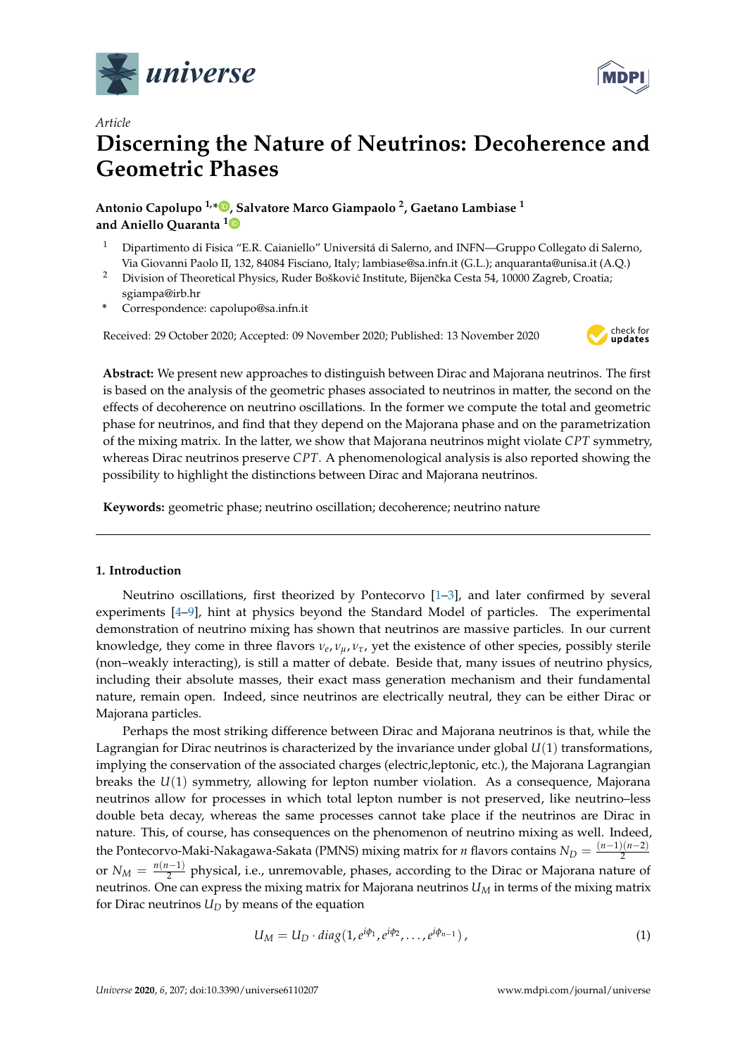*Article*

# Discerning the Nature of Neutrinos: Decoherence and Geometric Phases

**Antonio Capolupo [1,*], Salvatore Marco Giampaolo [2], Gaetano Lambiase [1] and Aniello Quaranta [1]**

1. Dipartimento di Fisica "E.R. Caianiello" Universitá di Salerno, and INFN—Gruppo Collegato di Salerno, Via Giovanni Paolo II, 132, 84084 Fisciano, Italy; lambiase@sa.infn.it (G.L.); anquaranta@unisa.it (A.Q.)
2. Division of Theoretical Physics, Ruder Bošković Institute, Bijenčka Cesta 54, 10000 Zagreb, Croatia; sgiampa@irb.hr

\* Correspondence: capolupo@sa.infn.it

Received: 29 October 2020; Accepted: 09 November 2020; Published: 13 November 2020

**Abstract:** We present new approaches to distinguish between Dirac and Majorana neutrinos. The first is based on the analysis of the geometric phases associated to neutrinos in matter, the second on the effects of decoherence on neutrino oscillations. In the former we compute the total and geometric phase for neutrinos, and find that they depend on the Majorana phase and on the parametrization of the mixing matrix. In the latter, we show that Majorana neutrinos might violate *CPT* symmetry, whereas Dirac neutrinos preserve *CPT*. A phenomenological analysis is also reported showing the possibility to highlight the distinctions between Dirac and Majorana neutrinos.

**Keywords:** geometric phase; neutrino oscillation; decoherence; neutrino nature

## 1. Introduction

Neutrino oscillations, first theorized by Pontecorvo [1–3], and later confirmed by several experiments [4–9], hint at physics beyond the Standard Model of particles. The experimental demonstration of neutrino mixing has shown that neutrinos are massive particles. In our current knowledge, they come in three flavors $\nu_e, \nu_\mu, \nu_\tau$, yet the existence of other species, possibly sterile (non–weakly interacting), is still a matter of debate. Beside that, many issues of neutrino physics, including their absolute masses, their exact mass generation mechanism and their fundamental nature, remain open. Indeed, since neutrinos are electrically neutral, they can be either Dirac or Majorana particles.

Perhaps the most striking difference between Dirac and Majorana neutrinos is that, while the Lagrangian for Dirac neutrinos is characterized by the invariance under global $U(1)$ transformations, implying the conservation of the associated charges (electric,leptonic, etc.), the Majorana Lagrangian breaks the $U(1)$ symmetry, allowing for lepton number violation. As a consequence, Majorana neutrinos allow for processes in which total lepton number is not preserved, like neutrino–less double beta decay, whereas the same processes cannot take place if the neutrinos are Dirac in nature. This, of course, has consequences on the phenomenon of neutrino mixing as well. Indeed, the Pontecorvo-Maki-Nakagawa-Sakata (PMNS) mixing matrix for $n$ flavors contains $N_D = \frac{(n-1)(n-2)}{2}$ or $N_M = \frac{n(n-1)}{2}$ physical, i.e., unremovable, phases, according to the Dirac or Majorana nature of neutrinos. One can express the mixing matrix for Majorana neutrinos $U_M$ in terms of the mixing matrix for Dirac neutrinos $U_D$ by means of the equation

$$U_M = U_D \cdot diag(1, e^{i\phi_1}, e^{i\phi_2}, \dots, e^{i\phi_{n-1}}), \tag{1}$$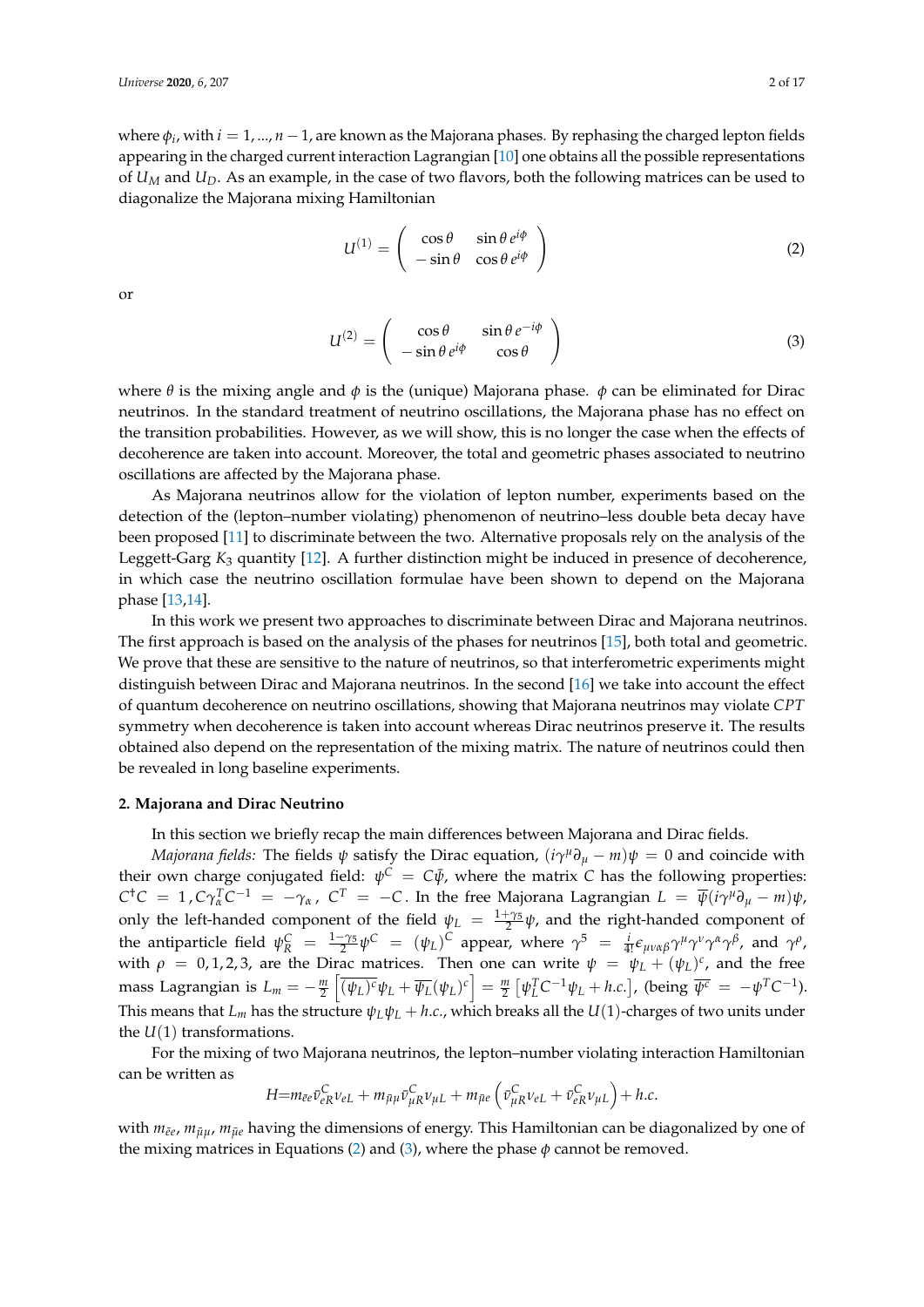where $\phi_i$, with $i = 1, ..., n-1$, are known as the Majorana phases. By rephasing the charged lepton fields appearing in the charged current interaction Lagrangian [10] one obtains all the possible representations of $U_M$ and $U_D$. As an example, in the case of two flavors, both the following matrices can be used to diagonalize the Majorana mixing Hamiltonian

$$U^{(1)} = \begin{pmatrix} \cos\theta & \sin\theta\, e^{i\phi} \\ -\sin\theta & \cos\theta\, e^{i\phi} \end{pmatrix} \tag{2}$$

or

$$U^{(2)} = \begin{pmatrix} \cos\theta & \sin\theta\, e^{-i\phi} \\ -\sin\theta\, e^{i\phi} & \cos\theta \end{pmatrix} \tag{3}$$

where $\theta$ is the mixing angle and $\phi$ is the (unique) Majorana phase. $\phi$ can be eliminated for Dirac neutrinos. In the standard treatment of neutrino oscillations, the Majorana phase has no effect on the transition probabilities. However, as we will show, this is no longer the case when the effects of decoherence are taken into account. Moreover, the total and geometric phases associated to neutrino oscillations are affected by the Majorana phase.

As Majorana neutrinos allow for the violation of lepton number, experiments based on the detection of the (lepton–number violating) phenomenon of neutrino–less double beta decay have been proposed [11] to discriminate between the two. Alternative proposals rely on the analysis of the Leggett-Garg $K_3$ quantity [12]. A further distinction might be induced in presence of decoherence, in which case the neutrino oscillation formulae have been shown to depend on the Majorana phase [13,14].

In this work we present two approaches to discriminate between Dirac and Majorana neutrinos. The first approach is based on the analysis of the phases for neutrinos [15], both total and geometric. We prove that these are sensitive to the nature of neutrinos, so that interferometric experiments might distinguish between Dirac and Majorana neutrinos. In the second [16] we take into account the effect of quantum decoherence on neutrino oscillations, showing that Majorana neutrinos may violate $CPT$ symmetry when decoherence is taken into account whereas Dirac neutrinos preserve it. The results obtained also depend on the representation of the mixing matrix. The nature of neutrinos could then be revealed in long baseline experiments.

## 2. Majorana and Dirac Neutrino

In this section we briefly recap the main differences between Majorana and Dirac fields.

*Majorana fields:* The fields $\psi$ satisfy the Dirac equation, $(i\gamma^\mu\partial_\mu - m)\psi = 0$ and coincide with their own charge conjugated field: $\psi^C = C\bar{\psi}$, where the matrix $C$ has the following properties: $C^\dagger C = 1, C\gamma_\alpha^T C^{-1} = -\gamma_\alpha$, $C^T = -C$. In the free Majorana Lagrangian $L = \overline{\psi}(i\gamma^\mu\partial_\mu - m)\psi$, only the left-handed component of the field $\psi_L = \frac{1+\gamma_5}{2}\psi$, and the right-handed component of the antiparticle field $\psi_R^C = \frac{1-\gamma_5}{2}\psi^C = (\psi_L)^C$ appear, where $\gamma^5 = \frac{i}{4!}\epsilon_{\mu\nu\alpha\beta}\gamma^\mu\gamma^\nu\gamma^\alpha\gamma^\beta$, and $\gamma^\rho$, with $\rho = 0,1,2,3$, are the Dirac matrices. Then one can write $\psi = \psi_L + (\psi_L)^c$, and the free mass Lagrangian is $L_m = -\frac{m}{2}\left[\overline{(\psi_L)^c}\psi_L + \overline{\psi_L}(\psi_L)^c\right] = \frac{m}{2}\left[\psi_L^T C^{-1}\psi_L + h.c.\right]$, (being $\overline{\psi^c} = -\psi^T C^{-1}$). This means that $L_m$ has the structure $\psi_L\psi_L + h.c.$, which breaks all the $U(1)$-charges of two units under the $U(1)$ transformations.

For the mixing of two Majorana neutrinos, the lepton–number violating interaction Hamiltonian can be written as

$$H = m_{\bar{e}e}\bar{\nu}_{eR}^C\nu_{eL} + m_{\bar{\mu}\mu}\bar{\nu}_{\mu R}^C\nu_{\mu L} + m_{\bar{\mu}e}\left(\bar{\nu}_{\mu R}^C\nu_{eL} + \bar{\nu}_{eR}^C\nu_{\mu L}\right) + h.c.$$

with $m_{\bar{e}e}$, $m_{\bar{\mu}\mu}$, $m_{\bar{\mu}e}$ having the dimensions of energy. This Hamiltonian can be diagonalized by one of the mixing matrices in Equations (2) and (3), where the phase $\phi$ cannot be removed.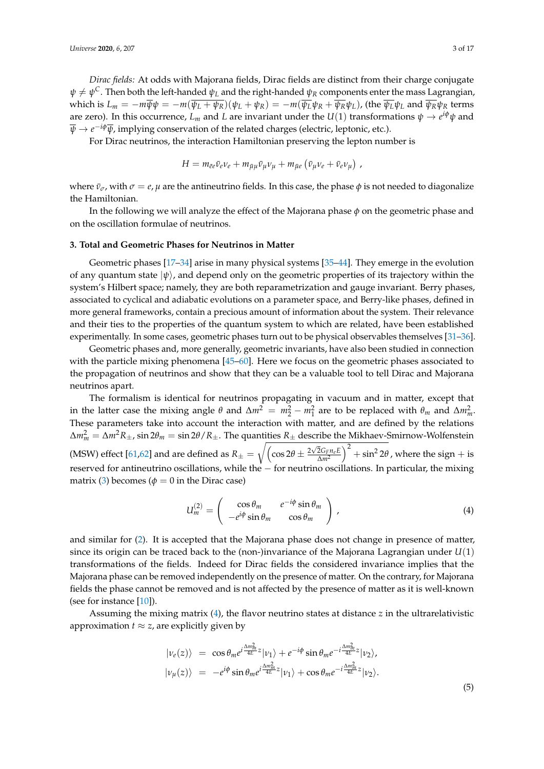*Dirac fields:* At odds with Majorana fields, Dirac fields are distinct from their charge conjugate $\psi \neq \psi^C$. Then both the left-handed $\psi_L$ and the right-handed $\psi_R$ components enter the mass Lagrangian, which is $L_m = -m\overline{\psi}\psi = -m(\overline{\psi_L + \psi_R})(\psi_L + \psi_R) = -m(\overline{\psi_L}\psi_R + \overline{\psi_R}\psi_L)$, (the $\overline{\psi_L}\psi_L$ and $\overline{\psi_R}\psi_R$ terms are zero). In this occurrence, $L_m$ and $L$ are invariant under the $U(1)$ transformations $\psi \to e^{i\phi}\psi$ and $\overline{\psi} \to e^{-i\phi}\overline{\psi}$, implying conservation of the related charges (electric, leptonic, etc.).

For Dirac neutrinos, the interaction Hamiltonian preserving the lepton number is

$$H = m_{\bar{e}e}\bar{\nu}_e\nu_e + m_{\bar{\mu}\mu}\bar{\nu}_\mu\nu_\mu + m_{\bar{\mu}e}\left(\bar{\nu}_\mu\nu_e + \bar{\nu}_e\nu_\mu\right) \,,$$

where $\bar{\nu}_\sigma$, with $\sigma = e, \mu$ are the antineutrino fields. In this case, the phase $\phi$ is not needed to diagonalize the Hamiltonian.

In the following we will analyze the effect of the Majorana phase $\phi$ on the geometric phase and on the oscillation formulae of neutrinos.

### 3. Total and Geometric Phases for Neutrinos in Matter

Geometric phases [17–34] arise in many physical systems [35–44]. They emerge in the evolution of any quantum state $|\psi\rangle$, and depend only on the geometric properties of its trajectory within the system's Hilbert space; namely, they are both reparametrization and gauge invariant. Berry phases, associated to cyclical and adiabatic evolutions on a parameter space, and Berry-like phases, defined in more general frameworks, contain a precious amount of information about the system. Their relevance and their ties to the properties of the quantum system to which are related, have been established experimentally. In some cases, geometric phases turn out to be physical observables themselves [31–36].

Geometric phases and, more generally, geometric invariants, have also been studied in connection with the particle mixing phenomena [45–60]. Here we focus on the geometric phases associated to the propagation of neutrinos and show that they can be a valuable tool to tell Dirac and Majorana neutrinos apart.

The formalism is identical for neutrinos propagating in vacuum and in matter, except that in the latter case the mixing angle $\theta$ and $\Delta m^2 = m_2^2 - m_1^2$ are to be replaced with $\theta_m$ and $\Delta m_m^2$. These parameters take into account the interaction with matter, and are defined by the relations $\Delta m_m^2 = \Delta m^2 R_\pm$, $\sin 2\theta_m = \sin 2\theta / R_\pm$. The quantities $R_\pm$ describe the Mikhaev-Smirnow-Wolfenstein (MSW) effect [61,62] and are defined as $R_\pm = \sqrt{\left(\cos 2\theta \pm \frac{2\sqrt{2}G_F n_e E}{\Delta m^2}\right)^2 + \sin^2 2\theta}$, where the sign $+$ is reserved for antineutrino oscillations, while the $-$ for neutrino oscillations. In particular, the mixing matrix (3) becomes ($\phi = 0$ in the Dirac case)

$$U_m^{(2)} = \begin{pmatrix} \cos\theta_m & e^{-i\phi}\sin\theta_m \\ -e^{i\phi}\sin\theta_m & \cos\theta_m \end{pmatrix} \,, \tag{4}$$

and similar for (2). It is accepted that the Majorana phase does not change in presence of matter, since its origin can be traced back to the (non-)invariance of the Majorana Lagrangian under $U(1)$ transformations of the fields. Indeed for Dirac fields the considered invariance implies that the Majorana phase can be removed independently on the presence of matter. On the contrary, for Majorana fields the phase cannot be removed and is not affected by the presence of matter as it is well-known (see for instance [10]).

Assuming the mixing matrix (4), the flavor neutrino states at distance $z$ in the ultrarelativistic approximation $t \approx z$, are explicitly given by

$$\begin{aligned} |\nu_e(z)\rangle &= \cos\theta_m e^{i\frac{\Delta m_m^2}{4E}z}|\nu_1\rangle + e^{-i\phi}\sin\theta_m e^{-i\frac{\Delta m_m^2}{4E}z}|\nu_2\rangle, \\ |\nu_\mu(z)\rangle &= -e^{i\phi}\sin\theta_m e^{i\frac{\Delta m_m^2}{4E}z}|\nu_1\rangle + \cos\theta_m e^{-i\frac{\Delta m_m^2}{4E}z}|\nu_2\rangle. \end{aligned} \tag{5}$$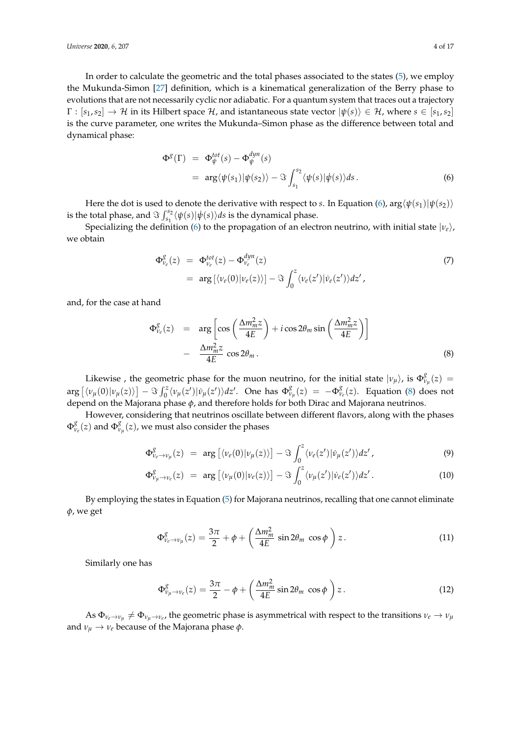In order to calculate the geometric and the total phases associated to the states (5), we employ the Mukunda-Simon [27] definition, which is a kinematical generalization of the Berry phase to evolutions that are not necessarily cyclic nor adiabatic. For a quantum system that traces out a trajectory $\Gamma : [s_1, s_2] \to \mathcal{H}$ in its Hilbert space $\mathcal{H}$, and istantaneous state vector $|\psi(s)\rangle \in \mathcal{H}$, where $s \in [s_1, s_2]$ is the curve parameter, one writes the Mukunda–Simon phase as the difference between total and dynamical phase:

$$
\begin{aligned}
\Phi^g(\Gamma) &= \Phi^{tot}_{\psi}(s) - \Phi^{dyn}_{\psi}(s) \\
&= \arg\langle\psi(s_1)|\psi(s_2)\rangle - \Im \int_{s_1}^{s_2} \langle\psi(s)|\dot{\psi}(s)\rangle ds \,. 
\end{aligned} \tag{6}
$$

Here the dot is used to denote the derivative with respect to $s$. In Equation (6), $\arg\langle\psi(s_1)|\psi(s_2)\rangle$ is the total phase, and $\Im \int_{s_1}^{s_2} \langle\psi(s)|\dot{\psi}(s)\rangle ds$ is the dynamical phase.

Specializing the definition (6) to the propagation of an electron neutrino, with initial state $|\nu_e\rangle$, we obtain

$$
\begin{aligned}
\Phi^g_{\nu_e}(z) &= \Phi^{tot}_{\nu_e}(z) - \Phi^{dyn}_{\nu_e}(z) \\
&= \arg\left[\langle\nu_e(0)|\nu_e(z)\rangle\right] - \Im \int_0^z \langle\nu_e(z')|\dot{\nu}_e(z')\rangle dz' \,,
\end{aligned} \tag{7}
$$

and, for the case at hand

$$
\begin{aligned}
\Phi^g_{\nu_e}(z) &= \arg\left[\cos\left(\frac{\Delta m_m^2 z}{4E}\right) + i\cos 2\theta_m \sin\left(\frac{\Delta m_m^2 z}{4E}\right)\right] \\
&- \frac{\Delta m_m^2 z}{4E} \cos 2\theta_m \,.
\end{aligned} \tag{8}
$$

Likewise , the geometric phase for the muon neutrino, for the initial state $|\nu_\mu\rangle$, is $\Phi^g_{\nu_\mu}(z) = \arg\left[\langle\nu_\mu(0)|\nu_\mu(z)\rangle\right] - \Im \int_0^z \langle\nu_\mu(z')|\dot{\nu}_\mu(z')\rangle dz'$. One has $\Phi^g_{\nu_\mu}(z) = -\Phi^g_{\nu_e}(z)$. Equation (8) does not depend on the Majorana phase $\phi$, and therefore holds for both Dirac and Majorana neutrinos.

However, considering that neutrinos oscillate between different flavors, along with the phases $\Phi^g_{\nu_e}(z)$ and $\Phi^g_{\nu_\mu}(z)$, we must also consider the phases

$$
\Phi^g_{\nu_e \to \nu_\mu}(z) = \arg\left[\langle\nu_e(0)|\nu_\mu(z)\rangle\right] - \Im \int_0^z \langle\nu_e(z')|\dot{\nu}_\mu(z')\rangle dz' \,, \tag{9}
$$

$$
\Phi^g_{\nu_\mu \to \nu_e}(z) = \arg\left[\langle\nu_\mu(0)|\nu_e(z)\rangle\right] - \Im \int_0^z \langle\nu_\mu(z')|\dot{\nu}_e(z')\rangle dz' \,. \tag{10}
$$

By employing the states in Equation (5) for Majorana neutrinos, recalling that one cannot eliminate $\phi$, we get

$$
\Phi^g_{\nu_e \to \nu_\mu}(z) = \frac{3\pi}{2} + \phi + \left(\frac{\Delta m_m^2}{4E} \sin 2\theta_m \cos\phi\right) z \,. \tag{11}
$$

Similarly one has

$$
\Phi^g_{\nu_\mu \to \nu_e}(z) = \frac{3\pi}{2} - \phi + \left(\frac{\Delta m_m^2}{4E} \sin 2\theta_m \cos\phi\right) z \,. \tag{12}
$$

As $\Phi_{\nu_e \to \nu_\mu} \neq \Phi_{\nu_\mu \to \nu_e}$, the geometric phase is asymmetrical with respect to the transitions $\nu_e \to \nu_\mu$ and $\nu_\mu \to \nu_e$ because of the Majorana phase $\phi$.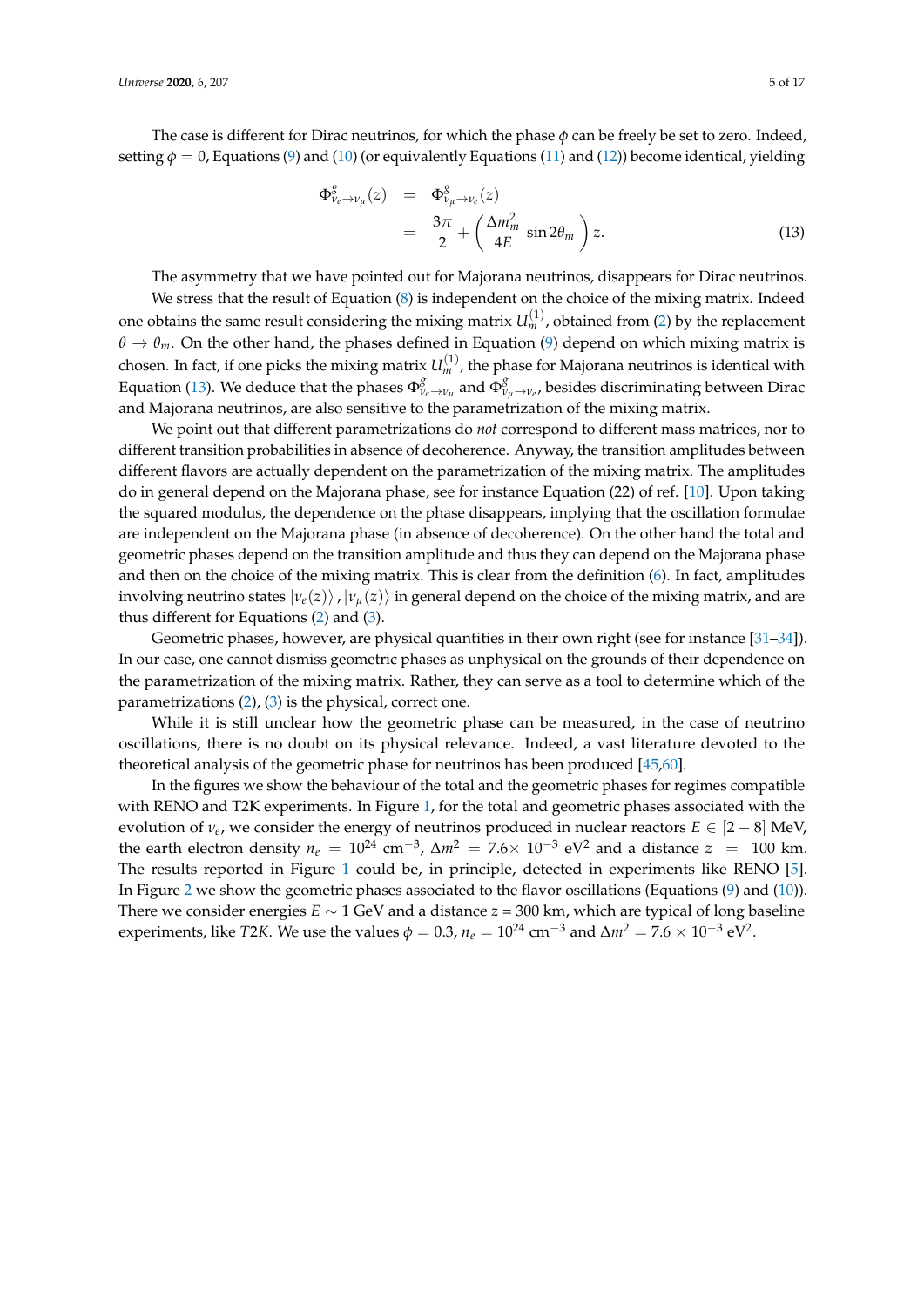The case is different for Dirac neutrinos, for which the phase $\phi$ can be freely be set to zero. Indeed, setting $\phi = 0$, Equations (9) and (10) (or equivalently Equations (11) and (12)) become identical, yielding

$$
\begin{aligned}
\Phi^{g}_{\nu_e \to \nu_\mu}(z) &= \Phi^{g}_{\nu_\mu \to \nu_e}(z) \\
&= \frac{3\pi}{2} + \left( \frac{\Delta m^2_m}{4E} \sin 2\theta_m \right) z. 
\end{aligned} \tag{13}
$$

The asymmetry that we have pointed out for Majorana neutrinos, disappears for Dirac neutrinos.

We stress that the result of Equation (8) is independent on the choice of the mixing matrix. Indeed one obtains the same result considering the mixing matrix $U^{(1)}_m$, obtained from (2) by the replacement $\theta \to \theta_m$. On the other hand, the phases defined in Equation (9) depend on which mixing matrix is chosen. In fact, if one picks the mixing matrix $U^{(1)}_m$, the phase for Majorana neutrinos is identical with Equation (13). We deduce that the phases $\Phi^{g}_{\nu_e \to \nu_\mu}$ and $\Phi^{g}_{\nu_\mu \to \nu_e}$, besides discriminating between Dirac and Majorana neutrinos, are also sensitive to the parametrization of the mixing matrix.

We point out that different parametrizations do *not* correspond to different mass matrices, nor to different transition probabilities in absence of decoherence. Anyway, the transition amplitudes between different flavors are actually dependent on the parametrization of the mixing matrix. The amplitudes do in general depend on the Majorana phase, see for instance Equation (22) of ref. [10]. Upon taking the squared modulus, the dependence on the phase disappears, implying that the oscillation formulae are independent on the Majorana phase (in absence of decoherence). On the other hand the total and geometric phases depend on the transition amplitude and thus they can depend on the Majorana phase and then on the choice of the mixing matrix. This is clear from the definition (6). In fact, amplitudes involving neutrino states $|\nu_e(z)\rangle, |\nu_\mu(z)\rangle$ in general depend on the choice of the mixing matrix, and are thus different for Equations (2) and (3).

Geometric phases, however, are physical quantities in their own right (see for instance [31–34]). In our case, one cannot dismiss geometric phases as unphysical on the grounds of their dependence on the parametrization of the mixing matrix. Rather, they can serve as a tool to determine which of the parametrizations (2), (3) is the physical, correct one.

While it is still unclear how the geometric phase can be measured, in the case of neutrino oscillations, there is no doubt on its physical relevance. Indeed, a vast literature devoted to the theoretical analysis of the geometric phase for neutrinos has been produced [45,60].

In the figures we show the behaviour of the total and the geometric phases for regimes compatible with RENO and T2K experiments. In Figure 1, for the total and geometric phases associated with the evolution of $\nu_e$, we consider the energy of neutrinos produced in nuclear reactors $E \in [2-8]$ MeV, the earth electron density $n_e = 10^{24}$ cm$^{-3}$, $\Delta m^2 = 7.6\times 10^{-3}$ eV$^2$ and a distance $z = 100$ km. The results reported in Figure 1 could be, in principle, detected in experiments like RENO [5]. In Figure 2 we show the geometric phases associated to the flavor oscillations (Equations (9) and (10)). There we consider energies $E \sim 1$ GeV and a distance $z = 300$ km, which are typical of long baseline experiments, like *T2K*. We use the values $\phi = 0.3$, $n_e = 10^{24}$ cm$^{-3}$ and $\Delta m^2 = 7.6 \times 10^{-3}$ eV$^2$.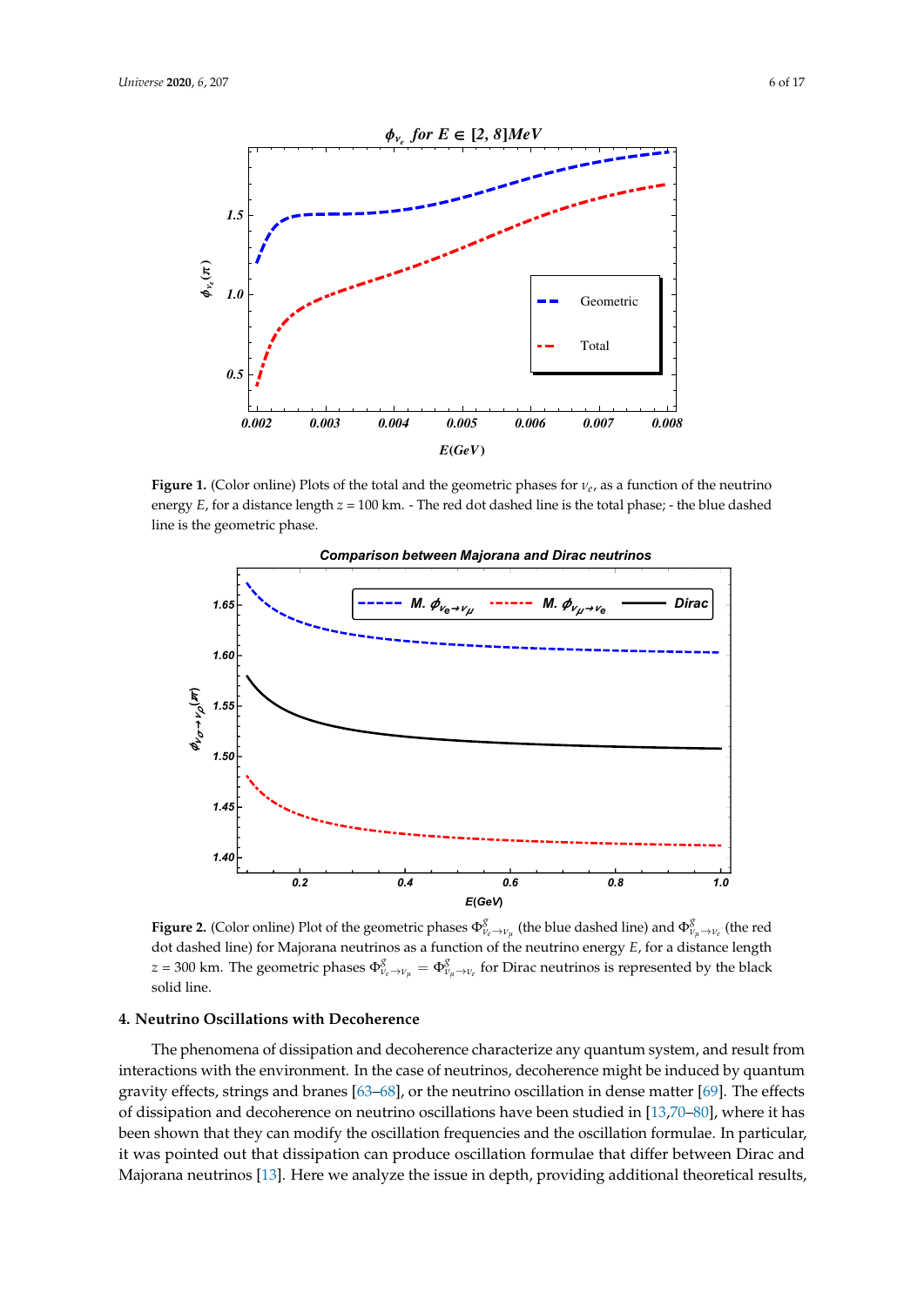**Figure 1.** (Color online) Plots of the total and the geometric phases for $\nu_e$, as a function of the neutrino energy $E$, for a distance length $z = 100$ km. - The red dot dashed line is the total phase; - the blue dashed line is the geometric phase.

**Figure 2.** (Color online) Plot of the geometric phases $\Phi^{g}_{\nu_e \to \nu_\mu}$ (the blue dashed line) and $\Phi^{g}_{\nu_\mu \to \nu_e}$ (the red dot dashed line) for Majorana neutrinos as a function of the neutrino energy $E$, for a distance length $z = 300$ km. The geometric phases $\Phi^{g}_{\nu_e \to \nu_\mu} = \Phi^{g}_{\nu_\mu \to \nu_e}$ for Dirac neutrinos is represented by the black solid line.

## 4. Neutrino Oscillations with Decoherence

The phenomena of dissipation and decoherence characterize any quantum system, and result from interactions with the environment. In the case of neutrinos, decoherence might be induced by quantum gravity effects, strings and branes [63–68], or the neutrino oscillation in dense matter [69]. The effects of dissipation and decoherence on neutrino oscillations have been studied in [13,70–80], where it has been shown that they can modify the oscillation frequencies and the oscillation formulae. In particular, it was pointed out that dissipation can produce oscillation formulae that differ between Dirac and Majorana neutrinos [13]. Here we analyze the issue in depth, providing additional theoretical results,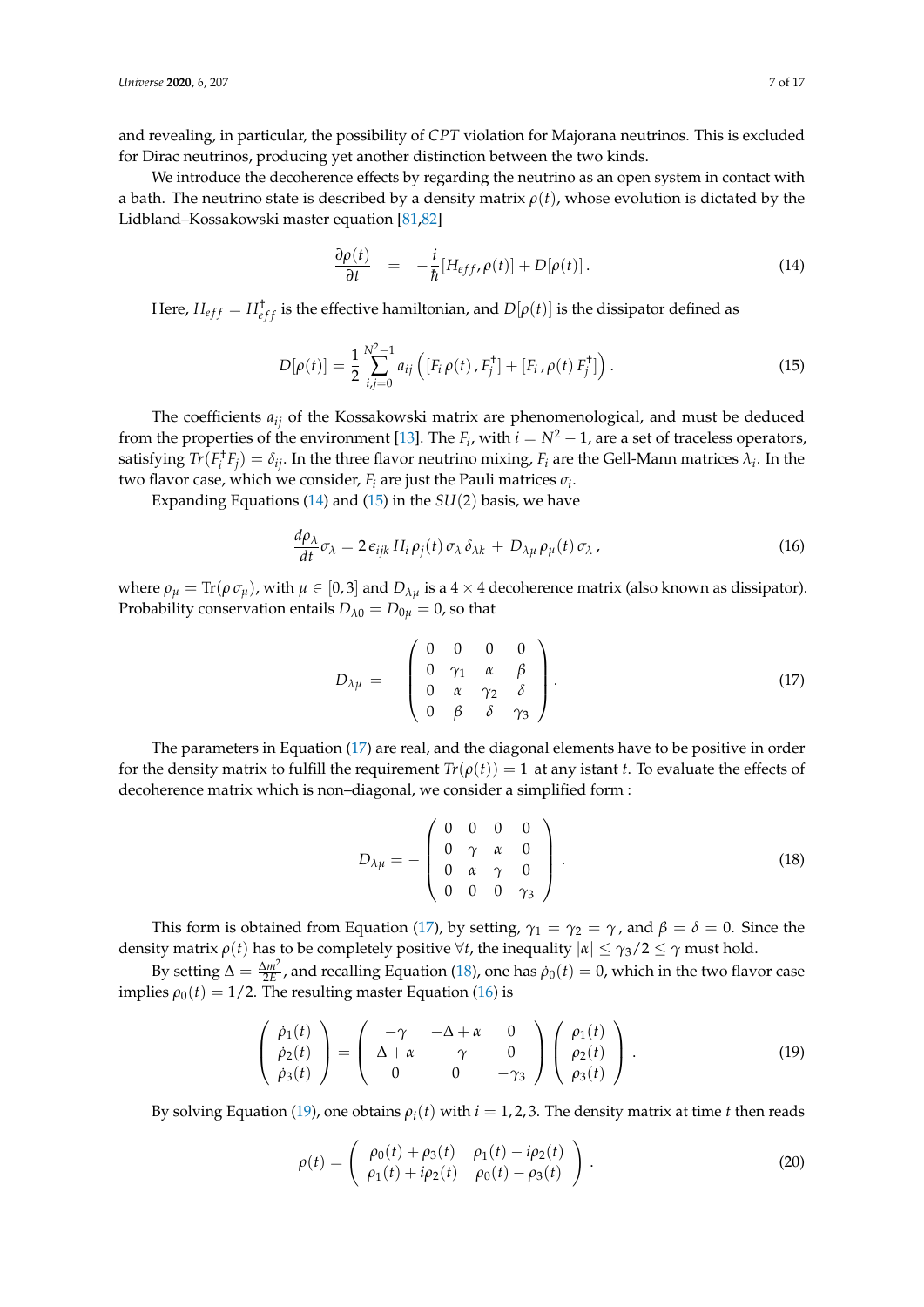and revealing, in particular, the possibility of $CPT$ violation for Majorana neutrinos. This is excluded for Dirac neutrinos, producing yet another distinction between the two kinds.

We introduce the decoherence effects by regarding the neutrino as an open system in contact with a bath. The neutrino state is described by a density matrix $\rho(t)$, whose evolution is dictated by the Lidbland–Kossakowski master equation [81,82]

$$\frac{\partial \rho(t)}{\partial t} \;\; = \;\; -\frac{i}{\hbar}[H_{eff}, \rho(t)] + D[\rho(t)]\,. \tag{14}$$

Here, $H_{eff} = H_{eff}^{\dagger}$ is the effective hamiltonian, and $D[\rho(t)]$ is the dissipator defined as

$$D[\rho(t)] = \frac{1}{2}\sum_{i,j=0}^{N^2-1} a_{ij}\left([F_i\, \rho(t)\, , F_j^{\dagger}] + [F_i\, , \rho(t)\, F_j^{\dagger}]\right). \tag{15}$$

The coefficients $a_{ij}$ of the Kossakowski matrix are phenomenological, and must be deduced from the properties of the environment [13]. The $F_i$, with $i = N^2 - 1$, are a set of traceless operators, satisfying $Tr(F_i^{\dagger} F_j) = \delta_{ij}$. In the three flavor neutrino mixing, $F_i$ are the Gell-Mann matrices $\lambda_i$. In the two flavor case, which we consider, $F_i$ are just the Pauli matrices $\sigma_i$.

Expanding Equations (14) and (15) in the $SU(2)$ basis, we have

$$\frac{d\rho_{\lambda}}{dt}\sigma_{\lambda} = 2\,\epsilon_{ijk}\, H_i\, \rho_j(t)\, \sigma_{\lambda}\, \delta_{\lambda k} \,+\, D_{\lambda\mu}\, \rho_{\mu}(t)\, \sigma_{\lambda}\,, \tag{16}$$

where $\rho_{\mu} = \mathrm{Tr}(\rho\, \sigma_{\mu})$, with $\mu \in [0, 3]$ and $D_{\lambda\mu}$ is a $4 \times 4$ decoherence matrix (also known as dissipator). Probability conservation entails $D_{\lambda 0} = D_{0\mu} = 0$, so that

$$D_{\lambda\mu} \; = \; -\begin{pmatrix} 0 & 0 & 0 & 0 \\ 0 & \gamma_1 & \alpha & \beta \\ 0 & \alpha & \gamma_2 & \delta \\ 0 & \beta & \delta & \gamma_3 \end{pmatrix}. \tag{17}$$

The parameters in Equation (17) are real, and the diagonal elements have to be positive in order for the density matrix to fulfill the requirement $Tr(\rho(t)) = 1$ at any istant $t$. To evaluate the effects of decoherence matrix which is non–diagonal, we consider a simplified form :

$$D_{\lambda\mu} = -\begin{pmatrix} 0 & 0 & 0 & 0 \\ 0 & \gamma & \alpha & 0 \\ 0 & \alpha & \gamma & 0 \\ 0 & 0 & 0 & \gamma_3 \end{pmatrix}. \tag{18}$$

This form is obtained from Equation (17), by setting, $\gamma_1 = \gamma_2 = \gamma$, and $\beta = \delta = 0$. Since the density matrix $\rho(t)$ has to be completely positive $\forall t$, the inequality $|\alpha| \leq \gamma_3/2 \leq \gamma$ must hold.

By setting $\Delta = \frac{\Delta m^2}{2E}$, and recalling Equation (18), one has $\dot{\rho}_0(t) = 0$, which in the two flavor case implies $\rho_0(t) = 1/2$. The resulting master Equation (16) is

$$\begin{pmatrix} \dot{\rho}_1(t) \\ \dot{\rho}_2(t) \\ \dot{\rho}_3(t) \end{pmatrix} = \begin{pmatrix} -\gamma & -\Delta + \alpha & 0 \\ \Delta + \alpha & -\gamma & 0 \\ 0 & 0 & -\gamma_3 \end{pmatrix} \begin{pmatrix} \rho_1(t) \\ \rho_2(t) \\ \rho_3(t) \end{pmatrix}. \tag{19}$$

By solving Equation (19), one obtains $\rho_i(t)$ with $i = 1, 2, 3$. The density matrix at time $t$ then reads

$$\rho(t) = \begin{pmatrix} \rho_0(t) + \rho_3(t) & \rho_1(t) - i\rho_2(t) \\ \rho_1(t) + i\rho_2(t) & \rho_0(t) - \rho_3(t) \end{pmatrix}. \tag{20}$$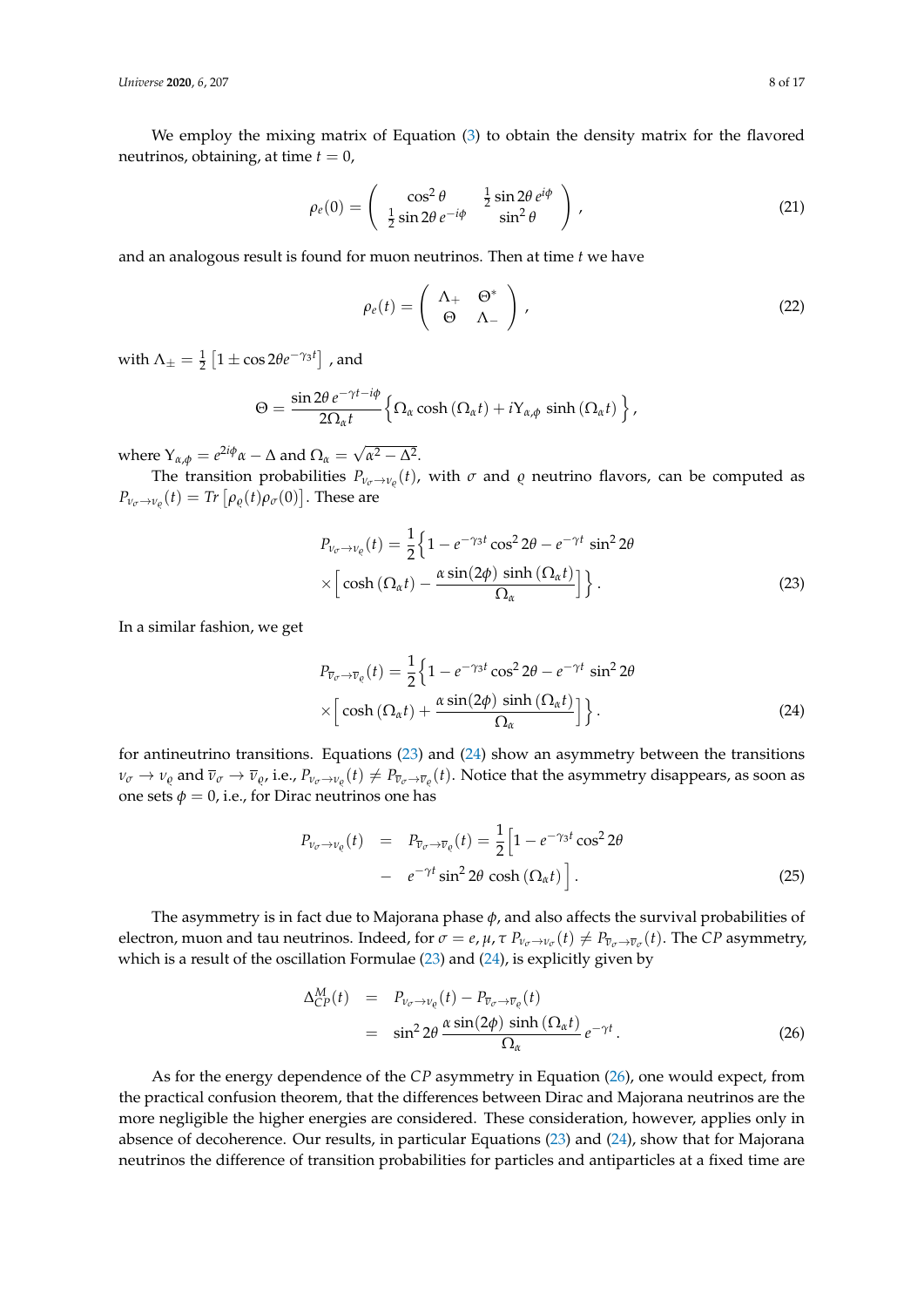We employ the mixing matrix of Equation (3) to obtain the density matrix for the flavored neutrinos, obtaining, at time $t = 0$,

$$\rho_e(0) = \begin{pmatrix} \cos^2\theta & \frac{1}{2}\sin 2\theta\, e^{i\phi} \\ \frac{1}{2}\sin 2\theta\, e^{-i\phi} & \sin^2\theta \end{pmatrix}, \tag{21}$$

and an analogous result is found for muon neutrinos. Then at time $t$ we have

$$\rho_e(t) = \begin{pmatrix} \Lambda_+ & \Theta^* \\ \Theta & \Lambda_- \end{pmatrix}, \tag{22}$$

with $\Lambda_\pm = \frac{1}{2}\left[1 \pm \cos 2\theta e^{-\gamma_3 t}\right]$ , and

$$\Theta = \frac{\sin 2\theta\, e^{-\gamma t - i\phi}}{2\Omega_\alpha t}\Big\{\Omega_\alpha \cosh\left(\Omega_\alpha t\right) + i\Upsilon_{\alpha,\phi} \sinh\left(\Omega_\alpha t\right)\Big\},$$

where $\Upsilon_{\alpha,\phi} = e^{2i\phi}\alpha - \Delta$ and $\Omega_\alpha = \sqrt{\alpha^2 - \Delta^2}$.

The transition probabilities $P_{\nu_\sigma \to \nu_\varrho}(t)$, with $\sigma$ and $\varrho$ neutrino flavors, can be computed as $P_{\nu_\sigma \to \nu_\varrho}(t) = Tr\left[\rho_\varrho(t)\rho_\sigma(0)\right]$. These are

$$P_{\nu_\sigma \to \nu_\varrho}(t) = \frac{1}{2}\Big\{1 - e^{-\gamma_3 t}\cos^2 2\theta - e^{-\gamma t}\,\sin^2 2\theta \\ \times\Big[\cosh\left(\Omega_\alpha t\right) - \frac{\alpha \sin(2\phi)\,\sinh\left(\Omega_\alpha t\right)}{\Omega_\alpha}\Big]\Big\}. \tag{23}$$

In a similar fashion, we get

$$P_{\overline{\nu}_\sigma \to \overline{\nu}_\varrho}(t) = \frac{1}{2}\Big\{1 - e^{-\gamma_3 t}\cos^2 2\theta - e^{-\gamma t}\,\sin^2 2\theta \\ \times\Big[\cosh\left(\Omega_\alpha t\right) + \frac{\alpha \sin(2\phi)\,\sinh\left(\Omega_\alpha t\right)}{\Omega_\alpha}\Big]\Big\}. \tag{24}$$

for antineutrino transitions. Equations (23) and (24) show an asymmetry between the transitions $\nu_\sigma \to \nu_\varrho$ and $\overline{\nu}_\sigma \to \overline{\nu}_\varrho$, i.e., $P_{\nu_\sigma \to \nu_\varrho}(t) \neq P_{\overline{\nu}_\sigma \to \overline{\nu}_\varrho}(t)$. Notice that the asymmetry disappears, as soon as one sets $\phi = 0$, i.e., for Dirac neutrinos one has

$$P_{\nu_\sigma \to \nu_\varrho}(t) = P_{\overline{\nu}_\sigma \to \overline{\nu}_\varrho}(t) = \frac{1}{2}\Big[1 - e^{-\gamma_3 t}\cos^2 2\theta \\ - e^{-\gamma t}\sin^2 2\theta\,\cosh\left(\Omega_\alpha t\right)\Big]. \tag{25}$$

The asymmetry is in fact due to Majorana phase $\phi$, and also affects the survival probabilities of electron, muon and tau neutrinos. Indeed, for $\sigma = e, \mu, \tau$ $P_{\nu_\sigma \to \nu_\sigma}(t) \neq P_{\overline{\nu}_\sigma \to \overline{\nu}_\sigma}(t)$. The $CP$ asymmetry, which is a result of the oscillation Formulae (23) and (24), is explicitly given by

$$\Delta^M_{CP}(t) = P_{\nu_\sigma \to \nu_\varrho}(t) - P_{\overline{\nu}_\sigma \to \overline{\nu}_\varrho}(t) \\ = \sin^2 2\theta\, \frac{\alpha \sin(2\phi)\,\sinh\left(\Omega_\alpha t\right)}{\Omega_\alpha}\, e^{-\gamma t}. \tag{26}$$

As for the energy dependence of the $CP$ asymmetry in Equation (26), one would expect, from the practical confusion theorem, that the differences between Dirac and Majorana neutrinos are the more negligible the higher energies are considered. These consideration, however, applies only in absence of decoherence. Our results, in particular Equations (23) and (24), show that for Majorana neutrinos the difference of transition probabilities for particles and antiparticles at a fixed time are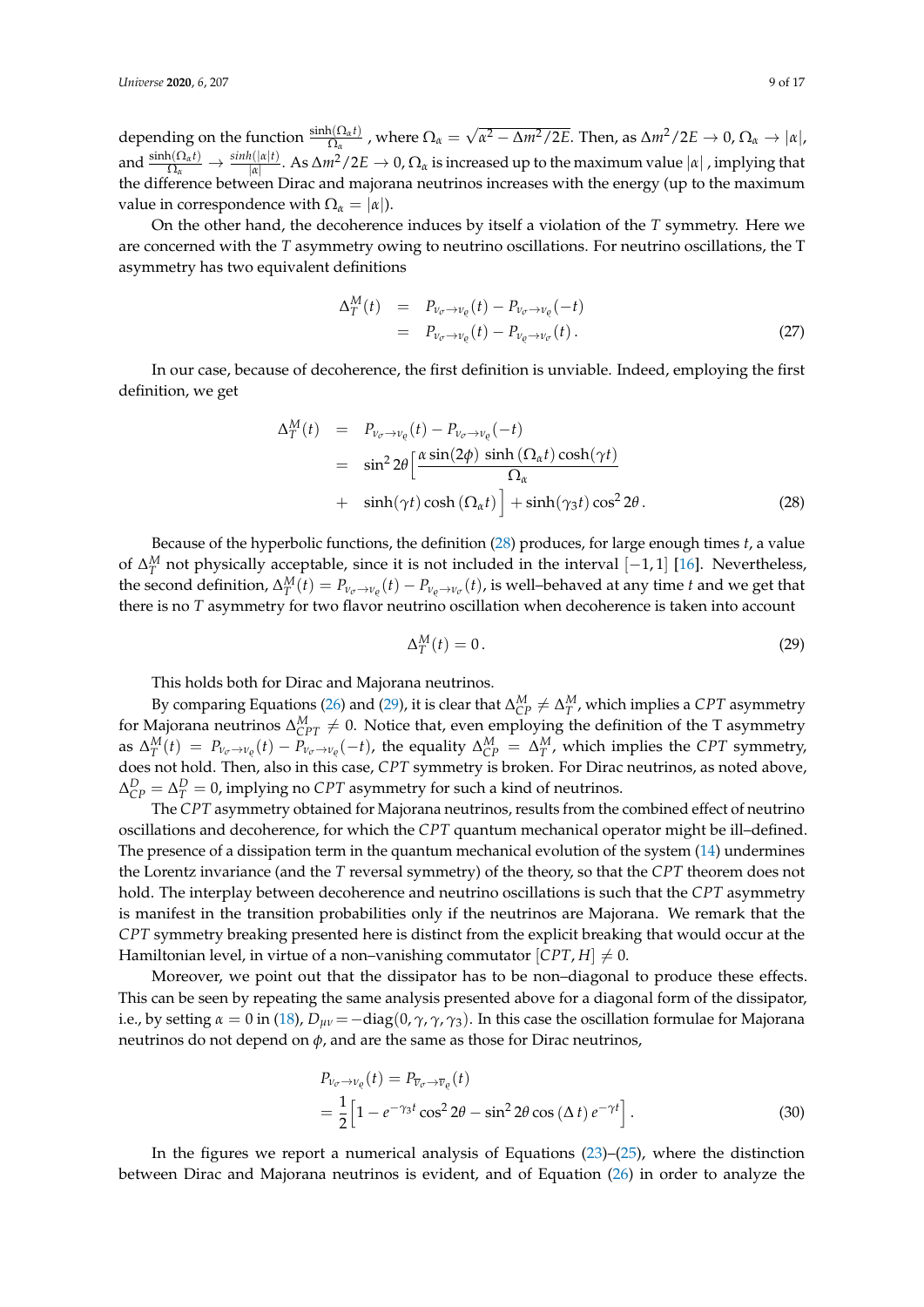depending on the function $\frac{\sinh(\Omega_\alpha t)}{\Omega_\alpha}$ , where $\Omega_\alpha = \sqrt{\alpha^2 - \Delta m^2/2E}$. Then, as $\Delta m^2/2E \to 0$, $\Omega_\alpha \to |\alpha|$, and $\frac{\sinh(\Omega_\alpha t)}{\Omega_\alpha} \to \frac{sinh(|\alpha| t)}{|\alpha|}$. As $\Delta m^2/2E \to 0$, $\Omega_\alpha$ is increased up to the maximum value $|\alpha|$ , implying that the difference between Dirac and majorana neutrinos increases with the energy (up to the maximum value in correspondence with $\Omega_\alpha = |\alpha|$).

On the other hand, the decoherence induces by itself a violation of the $T$ symmetry. Here we are concerned with the $T$ asymmetry owing to neutrino oscillations. For neutrino oscillations, the T asymmetry has two equivalent definitions

$$
\begin{aligned}
\Delta_T^M(t) &= P_{\nu_\sigma \to \nu_\varrho}(t) - P_{\nu_\sigma \to \nu_\varrho}(-t) \\
&= P_{\nu_\sigma \to \nu_\varrho}(t) - P_{\nu_\varrho \to \nu_\sigma}(t)\,. \qquad (27)
\end{aligned}
$$

In our case, because of decoherence, the first definition is unviable. Indeed, employing the first definition, we get

$$
\begin{aligned}
\Delta_T^M(t) &= P_{\nu_\sigma \to \nu_\varrho}(t) - P_{\nu_\sigma \to \nu_\varrho}(-t) \\
&= \sin^2 2\theta \Big[ \frac{\alpha \sin(2\phi)\, \sinh(\Omega_\alpha t) \cosh(\gamma t)}{\Omega_\alpha} \\
&+ \sinh(\gamma t) \cosh(\Omega_\alpha t) \Big] + \sinh(\gamma_3 t) \cos^2 2\theta\,. \qquad (28)
\end{aligned}
$$

Because of the hyperbolic functions, the definition (28) produces, for large enough times $t$, a value of $\Delta_T^M$ not physically acceptable, since it is not included in the interval $[-1, 1]$ [16]. Nevertheless, the second definition, $\Delta_T^M(t) = P_{\nu_\sigma \to \nu_\varrho}(t) - P_{\nu_\varrho \to \nu_\sigma}(t)$, is well–behaved at any time $t$ and we get that there is no $T$ asymmetry for two flavor neutrino oscillation when decoherence is taken into account

$$
\Delta_T^M(t) = 0\,. \qquad (29)
$$

This holds both for Dirac and Majorana neutrinos.

By comparing Equations (26) and (29), it is clear that $\Delta_{CP}^M \neq \Delta_T^M$, which implies a $CPT$ asymmetry for Majorana neutrinos $\Delta_{CPT}^M \neq 0$. Notice that, even employing the definition of the T asymmetry as $\Delta_T^M(t) = P_{\nu_\sigma \to \nu_\varrho}(t) - P_{\nu_\sigma \to \nu_\varrho}(-t)$, the equality $\Delta_{CP}^M = \Delta_T^M$, which implies the $CPT$ symmetry, does not hold. Then, also in this case, $CPT$ symmetry is broken. For Dirac neutrinos, as noted above, $\Delta_{CP}^D = \Delta_T^D = 0$, implying no $CPT$ asymmetry for such a kind of neutrinos.

The $CPT$ asymmetry obtained for Majorana neutrinos, results from the combined effect of neutrino oscillations and decoherence, for which the $CPT$ quantum mechanical operator might be ill–defined. The presence of a dissipation term in the quantum mechanical evolution of the system (14) undermines the Lorentz invariance (and the $T$ reversal symmetry) of the theory, so that the $CPT$ theorem does not hold. The interplay between decoherence and neutrino oscillations is such that the $CPT$ asymmetry is manifest in the transition probabilities only if the neutrinos are Majorana. We remark that the $CPT$ symmetry breaking presented here is distinct from the explicit breaking that would occur at the Hamiltonian level, in virtue of a non–vanishing commutator $[CPT, H] \neq 0$.

Moreover, we point out that the dissipator has to be non–diagonal to produce these effects. This can be seen by repeating the same analysis presented above for a diagonal form of the dissipator, i.e., by setting $\alpha = 0$ in (18), $D_{\mu\nu} = -\mathrm{diag}(0, \gamma, \gamma, \gamma_3)$. In this case the oscillation formulae for Majorana neutrinos do not depend on $\phi$, and are the same as those for Dirac neutrinos,

$$
\begin{aligned}
&P_{\nu_\sigma \to \nu_\varrho}(t) = P_{\overline{\nu}_\sigma \to \overline{\nu}_\varrho}(t) \\
&= \frac{1}{2}\Big[1 - e^{-\gamma_3 t} \cos^2 2\theta - \sin^2 2\theta \cos(\Delta\, t)\, e^{-\gamma t}\Big]\,. \qquad (30)
\end{aligned}
$$

In the figures we report a numerical analysis of Equations (23)–(25), where the distinction between Dirac and Majorana neutrinos is evident, and of Equation (26) in order to analyze the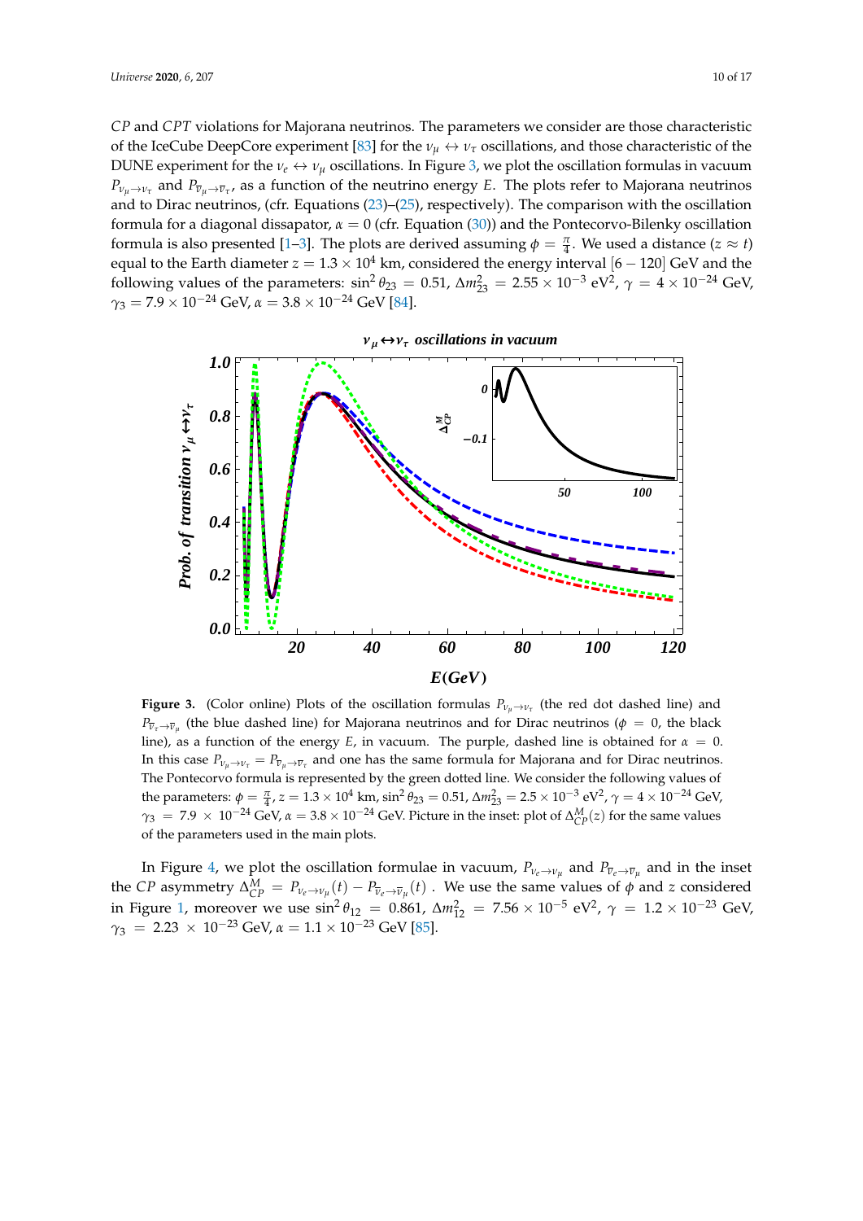$CP$ and $CPT$ violations for Majorana neutrinos. The parameters we consider are those characteristic of the IceCube DeepCore experiment [83] for the $\nu_\mu \leftrightarrow \nu_\tau$ oscillations, and those characteristic of the DUNE experiment for the $\nu_e \leftrightarrow \nu_\mu$ oscillations. In Figure 3, we plot the oscillation formulas in vacuum $P_{\nu_\mu \to \nu_\tau}$ and $P_{\overline{\nu}_\mu \to \overline{\nu}_\tau}$, as a function of the neutrino energy $E$. The plots refer to Majorana neutrinos and to Dirac neutrinos, (cfr. Equations (23)–(25), respectively). The comparison with the oscillation formula for a diagonal dissapator, $\alpha = 0$ (cfr. Equation (30)) and the Pontecorvo-Bilenky oscillation formula is also presented [1–3]. The plots are derived assuming $\phi = \frac{\pi}{4}$. We used a distance ($z \approx t$) equal to the Earth diameter $z = 1.3 \times 10^4$ km, considered the energy interval $[6 - 120]$ GeV and the following values of the parameters: $\sin^2\theta_{23} = 0.51$, $\Delta m^2_{23} = 2.55 \times 10^{-3}$ eV$^2$, $\gamma = 4 \times 10^{-24}$ GeV, $\gamma_3 = 7.9 \times 10^{-24}$ GeV, $\alpha = 3.8 \times 10^{-24}$ GeV [84].

**Figure 3.** (Color online) Plots of the oscillation formulas $P_{\nu_\mu \to \nu_\tau}$ (the red dot dashed line) and $P_{\overline{\nu}_\tau \to \overline{\nu}_\mu}$ (the blue dashed line) for Majorana neutrinos and for Dirac neutrinos ($\phi = 0$, the black line), as a function of the energy $E$, in vacuum. The purple, dashed line is obtained for $\alpha = 0$. In this case $P_{\nu_\mu \to \nu_\tau} = P_{\overline{\nu}_\mu \to \overline{\nu}_\tau}$ and one has the same formula for Majorana and for Dirac neutrinos. The Pontecorvo formula is represented by the green dotted line. We consider the following values of the parameters: $\phi = \frac{\pi}{4}$, $z = 1.3 \times 10^4$ km, $\sin^2\theta_{23} = 0.51$, $\Delta m^2_{23} = 2.5 \times 10^{-3}$ eV$^2$, $\gamma = 4 \times 10^{-24}$ GeV, $\gamma_3 = 7.9 \times 10^{-24}$ GeV, $\alpha = 3.8 \times 10^{-24}$ GeV. Picture in the inset: plot of $\Delta^M_{CP}(z)$ for the same values of the parameters used in the main plots.

In Figure 4, we plot the oscillation formulae in vacuum, $P_{\nu_e \to \nu_\mu}$ and $P_{\overline{\nu}_e \to \overline{\nu}_\mu}$ and in the inset the $CP$ asymmetry $\Delta^M_{CP} = P_{\nu_e \to \nu_\mu}(t) - P_{\overline{\nu}_e \to \overline{\nu}_\mu}(t)$ . We use the same values of $\phi$ and $z$ considered in Figure 1, moreover we use $\sin^2\theta_{12} = 0.861$, $\Delta m^2_{12} = 7.56 \times 10^{-5}$ eV$^2$, $\gamma = 1.2 \times 10^{-23}$ GeV, $\gamma_3 = 2.23 \times 10^{-23}$ GeV, $\alpha = 1.1 \times 10^{-23}$ GeV [85].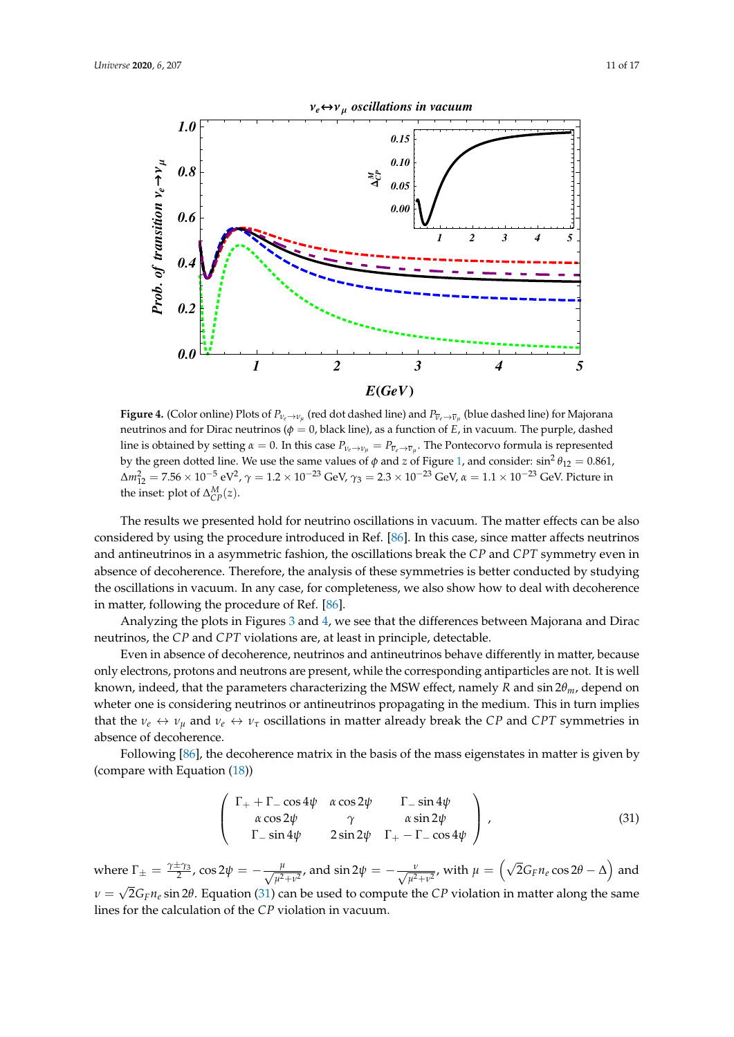**Figure 4.** (Color online) Plots of $P_{\nu_e \to \nu_\mu}$ (red dot dashed line) and $P_{\overline{\nu}_e \to \overline{\nu}_\mu}$ (blue dashed line) for Majorana neutrinos and for Dirac neutrinos ($\phi = 0$, black line), as a function of $E$, in vacuum. The purple, dashed line is obtained by setting $\alpha = 0$. In this case $P_{\nu_e \to \nu_\mu} = P_{\overline{\nu}_e \to \overline{\nu}_\mu}$. The Pontecorvo formula is represented by the green dotted line. We use the same values of $\phi$ and $z$ of Figure 1, and consider: $\sin^2 \theta_{12} = 0.861$, $\Delta m^2_{12} = 7.56 \times 10^{-5}$ eV$^2$, $\gamma = 1.2 \times 10^{-23}$ GeV, $\gamma_3 = 2.3 \times 10^{-23}$ GeV, $\alpha = 1.1 \times 10^{-23}$ GeV. Picture in the inset: plot of $\Delta^M_{CP}(z)$.

The results we presented hold for neutrino oscillations in vacuum. The matter effects can be also considered by using the procedure introduced in Ref. [86]. In this case, since matter affects neutrinos and antineutrinos in a asymmetric fashion, the oscillations break the $CP$ and $CPT$ symmetry even in absence of decoherence. Therefore, the analysis of these symmetries is better conducted by studying the oscillations in vacuum. In any case, for completeness, we also show how to deal with decoherence in matter, following the procedure of Ref. [86].

Analyzing the plots in Figures 3 and 4, we see that the differences between Majorana and Dirac neutrinos, the $CP$ and $CPT$ violations are, at least in principle, detectable.

Even in absence of decoherence, neutrinos and antineutrinos behave differently in matter, because only electrons, protons and neutrons are present, while the corresponding antiparticles are not. It is well known, indeed, that the parameters characterizing the MSW effect, namely $R$ and $\sin 2\theta_m$, depend on wheter one is considering neutrinos or antineutrinos propagating in the medium. This in turn implies that the $\nu_e \leftrightarrow \nu_\mu$ and $\nu_e \leftrightarrow \nu_\tau$ oscillations in matter already break the $CP$ and $CPT$ symmetries in absence of decoherence.

Following [86], the decoherence matrix in the basis of the mass eigenstates in matter is given by (compare with Equation (18))

$$
\begin{pmatrix}
\Gamma_+ + \Gamma_- \cos 4\psi & \alpha \cos 2\psi & \Gamma_- \sin 4\psi \\
\alpha \cos 2\psi & \gamma & \alpha \sin 2\psi \\
\Gamma_- \sin 4\psi & 2 \sin 2\psi & \Gamma_+ - \Gamma_- \cos 4\psi
\end{pmatrix}, \tag{31}
$$

where $\Gamma_\pm = \frac{\gamma \pm \gamma_3}{2}$, $\cos 2\psi = -\frac{\mu}{\sqrt{\mu^2+\nu^2}}$, and $\sin 2\psi = -\frac{\nu}{\sqrt{\mu^2+\nu^2}}$, with $\mu = \left(\sqrt{2} G_F n_e \cos 2\theta - \Delta\right)$ and $\nu = \sqrt{2} G_F n_e \sin 2\theta$. Equation (31) can be used to compute the $CP$ violation in matter along the same lines for the calculation of the $CP$ violation in vacuum.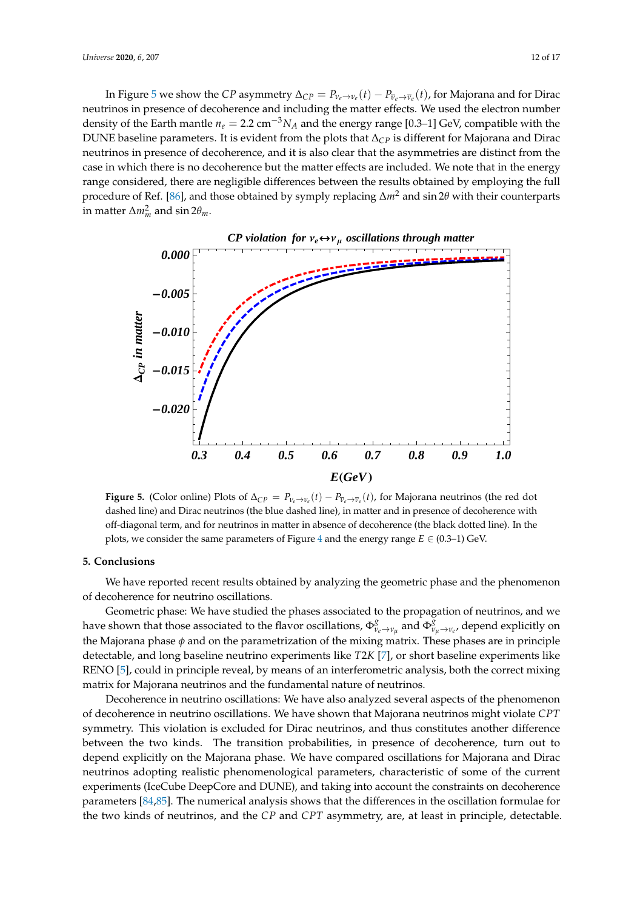In Figure 5 we show the $CP$ asymmetry $\Delta_{CP} = P_{\nu_e \to \nu_e}(t) - P_{\overline{\nu}_e \to \overline{\nu}_e}(t)$, for Majorana and for Dirac neutrinos in presence of decoherence and including the matter effects. We used the electron number density of the Earth mantle $n_e = 2.2\ \text{cm}^{-3} N_A$ and the energy range [0.3–1] GeV, compatible with the DUNE baseline parameters. It is evident from the plots that $\Delta_{CP}$ is different for Majorana and Dirac neutrinos in presence of decoherence, and it is also clear that the asymmetries are distinct from the case in which there is no decoherence but the matter effects are included. We note that in the energy range considered, there are negligible differences between the results obtained by employing the full procedure of Ref. [86], and those obtained by symply replacing $\Delta m^2$ and $\sin 2\theta$ with their counterparts in matter $\Delta m_m^2$ and $\sin 2\theta_m$.

**Figure 5.** (Color online) Plots of $\Delta_{CP} = P_{\nu_e \to \nu_e}(t) - P_{\overline{\nu}_e \to \overline{\nu}_e}(t)$, for Majorana neutrinos (the red dot dashed line) and Dirac neutrinos (the blue dashed line), in matter and in presence of decoherence with off-diagonal term, and for neutrinos in matter in absence of decoherence (the black dotted line). In the plots, we consider the same parameters of Figure 4 and the energy range $E \in (0.3–1)$ GeV.

## 5. Conclusions

We have reported recent results obtained by analyzing the geometric phase and the phenomenon of decoherence for neutrino oscillations.

Geometric phase: We have studied the phases associated to the propagation of neutrinos, and we have shown that those associated to the flavor oscillations, $\Phi^g_{\nu_e \to \nu_\mu}$ and $\Phi^g_{\nu_\mu \to \nu_e}$, depend explicitly on the Majorana phase $\phi$ and on the parametrization of the mixing matrix. These phases are in principle detectable, and long baseline neutrino experiments like $T2K$ [7], or short baseline experiments like RENO [5], could in principle reveal, by means of an interferometric analysis, both the correct mixing matrix for Majorana neutrinos and the fundamental nature of neutrinos.

Decoherence in neutrino oscillations: We have also analyzed several aspects of the phenomenon of decoherence in neutrino oscillations. We have shown that Majorana neutrinos might violate $CPT$ symmetry. This violation is excluded for Dirac neutrinos, and thus constitutes another difference between the two kinds. The transition probabilities, in presence of decoherence, turn out to depend explicitly on the Majorana phase. We have compared oscillations for Majorana and Dirac neutrinos adopting realistic phenomenological parameters, characteristic of some of the current experiments (IceCube DeepCore and DUNE), and taking into account the constraints on decoherence parameters [84,85]. The numerical analysis shows that the differences in the oscillation formulae for the two kinds of neutrinos, and the $CP$ and $CPT$ asymmetry, are, at least in principle, detectable.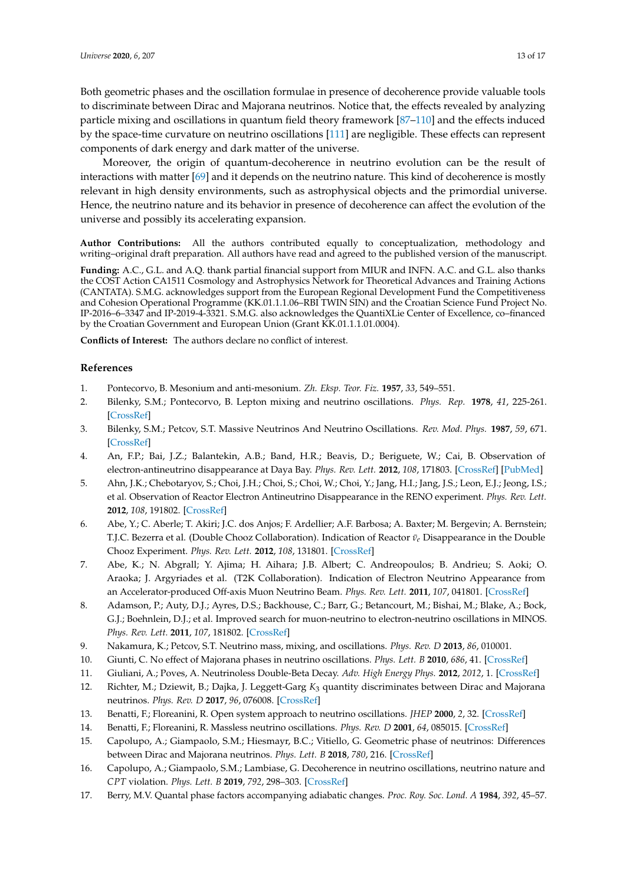Both geometric phases and the oscillation formulae in presence of decoherence provide valuable tools to discriminate between Dirac and Majorana neutrinos. Notice that, the effects revealed by analyzing particle mixing and oscillations in quantum field theory framework [87–110] and the effects induced by the space-time curvature on neutrino oscillations [111] are negligible. These effects can represent components of dark energy and dark matter of the universe.

Moreover, the origin of quantum-decoherence in neutrino evolution can be the result of interactions with matter [69] and it depends on the neutrino nature. This kind of decoherence is mostly relevant in high density environments, such as astrophysical objects and the primordial universe. Hence, the neutrino nature and its behavior in presence of decoherence can affect the evolution of the universe and possibly its accelerating expansion.

**Author Contributions:** All the authors contributed equally to conceptualization, methodology and writing–original draft preparation. All authors have read and agreed to the published version of the manuscript.

**Funding:** A.C., G.L. and A.Q. thank partial financial support from MIUR and INFN. A.C. and G.L. also thanks the COST Action CA1511 Cosmology and Astrophysics Network for Theoretical Advances and Training Actions (CANTATA). S.M.G. acknowledges support from the European Regional Development Fund the Competitiveness and Cohesion Operational Programme (KK.01.1.1.06–RBI TWIN SIN) and the Croatian Science Fund Project No. IP-2016–6–3347 and IP-2019-4-3321. S.M.G. also acknowledges the QuantiXLie Center of Excellence, co–financed by the Croatian Government and European Union (Grant KK.01.1.1.01.0004).

**Conflicts of Interest:** The authors declare no conflict of interest.

## References

1. Pontecorvo, B. Mesonium and anti-mesonium. *Zh. Eksp. Teor. Fiz.* **1957**, *33*, 549–551.
2. Bilenky, S.M.; Pontecorvo, B. Lepton mixing and neutrino oscillations. *Phys. Rep.* **1978**, *41*, 225-261. [CrossRef]
3. Bilenky, S.M.; Petcov, S.T. Massive Neutrinos And Neutrino Oscillations. *Rev. Mod. Phys.* **1987**, *59*, 671. [CrossRef]
4. An, F.P.; Bai, J.Z.; Balantekin, A.B.; Band, H.R.; Beavis, D.; Beriguete, W.; Cai, B. Observation of electron-antineutrino disappearance at Daya Bay. *Phys. Rev. Lett.* **2012**, *108*, 171803. [CrossRef] [PubMed]
5. Ahn, J.K.; Chebotaryov, S.; Choi, J.H.; Choi, S.; Choi, W.; Choi, Y.; Jang, H.I.; Jang, J.S.; Leon, E.J.; Jeong, I.S.; et al. Observation of Reactor Electron Antineutrino Disappearance in the RENO experiment. *Phys. Rev. Lett.* **2012**, *108*, 191802. [CrossRef]
6. Abe, Y.; C. Aberle; T. Akiri; J.C. dos Anjos; F. Ardellier; A.F. Barbosa; A. Baxter; M. Bergevin; A. Bernstein; T.J.C. Bezerra et al. (Double Chooz Collaboration). Indication of Reactor $\bar{\nu}_e$ Disappearance in the Double Chooz Experiment. *Phys. Rev. Lett.* **2012**, *108*, 131801. [CrossRef]
7. Abe, K.; N. Abgrall; Y. Ajima; H. Aihara; J.B. Albert; C. Andreopoulos; B. Andrieu; S. Aoki; O. Araoka; J. Argyriades et al. (T2K Collaboration). Indication of Electron Neutrino Appearance from an Accelerator-produced Off-axis Muon Neutrino Beam. *Phys. Rev. Lett.* **2011**, *107*, 041801. [CrossRef]
8. Adamson, P.; Auty, D.J.; Ayres, D.S.; Backhouse, C.; Barr, G.; Betancourt, M.; Bishai, M.; Blake, A.; Bock, G.J.; Boehnlein, D.J.; et al. Improved search for muon-neutrino to electron-neutrino oscillations in MINOS. *Phys. Rev. Lett.* **2011**, *107*, 181802. [CrossRef]
9. Nakamura, K.; Petcov, S.T. Neutrino mass, mixing, and oscillations. *Phys. Rev. D* **2013**, *86*, 010001.
10. Giunti, C. No effect of Majorana phases in neutrino oscillations. *Phys. Lett. B* **2010**, *686*, 41. [CrossRef]
11. Giuliani, A.; Poves, A. Neutrinoless Double-Beta Decay. *Adv. High Energy Phys.* **2012**, *2012*, 1. [CrossRef]
12. Richter, M.; Dziewit, B.; Dajka, J. Leggett-Garg $K_3$ quantity discriminates between Dirac and Majorana neutrinos. *Phys. Rev. D* **2017**, *96*, 076008. [CrossRef]
13. Benatti, F.; Floreanini, R. Open system approach to neutrino oscillations. *JHEP* **2000**, *2*, 32. [CrossRef]
14. Benatti, F.; Floreanini, R. Massless neutrino oscillations. *Phys. Rev. D* **2001**, *64*, 085015. [CrossRef]
15. Capolupo, A.; Giampaolo, S.M.; Hiesmayr, B.C.; Vitiello, G. Geometric phase of neutrinos: Differences between Dirac and Majorana neutrinos. *Phys. Lett. B* **2018**, *780*, 216. [CrossRef]
16. Capolupo, A.; Giampaolo, S.M.; Lambiase, G. Decoherence in neutrino oscillations, neutrino nature and *CPT* violation. *Phys. Lett. B* **2019**, *792*, 298–303. [CrossRef]
17. Berry, M.V. Quantal phase factors accompanying adiabatic changes. *Proc. Roy. Soc. Lond. A* **1984**, *392*, 45–57.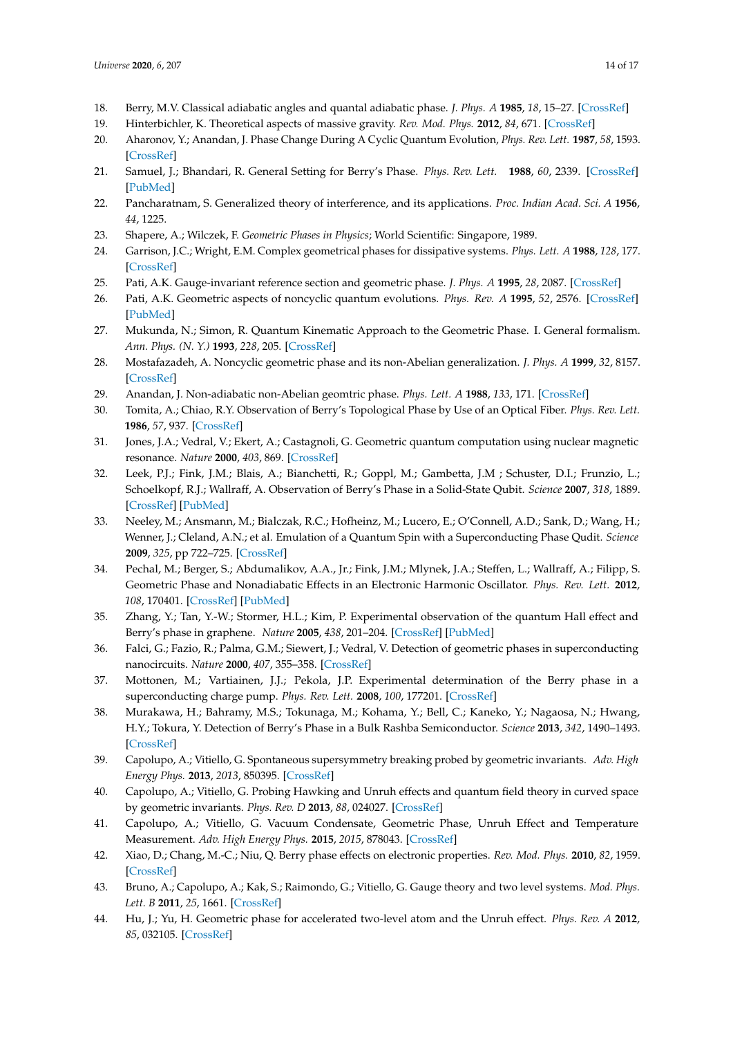18. Berry, M.V. Classical adiabatic angles and quantal adiabatic phase. *J. Phys. A* **1985**, *18*, 15–27. [CrossRef]
19. Hinterbichler, K. Theoretical aspects of massive gravity. *Rev. Mod. Phys.* **2012**, *84*, 671. [CrossRef]
20. Aharonov, Y.; Anandan, J. Phase Change During A Cyclic Quantum Evolution, *Phys. Rev. Lett.* **1987**, *58*, 1593. [CrossRef]
21. Samuel, J.; Bhandari, R. General Setting for Berry's Phase. *Phys. Rev. Lett.* **1988**, *60*, 2339. [CrossRef] [PubMed]
22. Pancharatnam, S. Generalized theory of interference, and its applications. *Proc. Indian Acad. Sci. A* **1956**, *44*, 1225.
23. Shapere, A.; Wilczek, F. *Geometric Phases in Physics*; World Scientific: Singapore, 1989.
24. Garrison, J.C.; Wright, E.M. Complex geometrical phases for dissipative systems. *Phys. Lett. A* **1988**, *128*, 177. [CrossRef]
25. Pati, A.K. Gauge-invariant reference section and geometric phase. *J. Phys. A* **1995**, *28*, 2087. [CrossRef]
26. Pati, A.K. Geometric aspects of noncyclic quantum evolutions. *Phys. Rev. A* **1995**, *52*, 2576. [CrossRef] [PubMed]
27. Mukunda, N.; Simon, R. Quantum Kinematic Approach to the Geometric Phase. I. General formalism. *Ann. Phys. (N. Y.)* **1993**, *228*, 205. [CrossRef]
28. Mostafazadeh, A. Noncyclic geometric phase and its non-Abelian generalization. *J. Phys. A* **1999**, *32*, 8157. [CrossRef]
29. Anandan, J. Non-adiabatic non-Abelian geomtric phase. *Phys. Lett. A* **1988**, *133*, 171. [CrossRef]
30. Tomita, A.; Chiao, R.Y. Observation of Berry's Topological Phase by Use of an Optical Fiber. *Phys. Rev. Lett.* **1986**, *57*, 937. [CrossRef]
31. Jones, J.A.; Vedral, V.; Ekert, A.; Castagnoli, G. Geometric quantum computation using nuclear magnetic resonance. *Nature* **2000**, *403*, 869. [CrossRef]
32. Leek, P.J.; Fink, J.M.; Blais, A.; Bianchetti, R.; Goppl, M.; Gambetta, J.M ; Schuster, D.I.; Frunzio, L.; Schoelkopf, R.J.; Wallraff, A. Observation of Berry's Phase in a Solid-State Qubit. *Science* **2007**, *318*, 1889. [CrossRef] [PubMed]
33. Neeley, M.; Ansmann, M.; Bialczak, R.C.; Hofheinz, M.; Lucero, E.; O'Connell, A.D.; Sank, D.; Wang, H.; Wenner, J.; Cleland, A.N.; et al. Emulation of a Quantum Spin with a Superconducting Phase Qudit. *Science* **2009**, *325*, pp 722–725. [CrossRef]
34. Pechal, M.; Berger, S.; Abdumalikov, A.A., Jr.; Fink, J.M.; Mlynek, J.A.; Steffen, L.; Wallraff, A.; Filipp, S. Geometric Phase and Nonadiabatic Effects in an Electronic Harmonic Oscillator. *Phys. Rev. Lett.* **2012**, *108*, 170401. [CrossRef] [PubMed]
35. Zhang, Y.; Tan, Y.-W.; Stormer, H.L.; Kim, P. Experimental observation of the quantum Hall effect and Berry's phase in graphene. *Nature* **2005**, *438*, 201–204. [CrossRef] [PubMed]
36. Falci, G.; Fazio, R.; Palma, G.M.; Siewert, J.; Vedral, V. Detection of geometric phases in superconducting nanocircuits. *Nature* **2000**, *407*, 355–358. [CrossRef]
37. Mottonen, M.; Vartiainen, J.J.; Pekola, J.P. Experimental determination of the Berry phase in a superconducting charge pump. *Phys. Rev. Lett.* **2008**, *100*, 177201. [CrossRef]
38. Murakawa, H.; Bahramy, M.S.; Tokunaga, M.; Kohama, Y.; Bell, C.; Kaneko, Y.; Nagaosa, N.; Hwang, H.Y.; Tokura, Y. Detection of Berry's Phase in a Bulk Rashba Semiconductor. *Science* **2013**, *342*, 1490–1493. [CrossRef]
39. Capolupo, A.; Vitiello, G. Spontaneous supersymmetry breaking probed by geometric invariants. *Adv. High Energy Phys.* **2013**, *2013*, 850395. [CrossRef]
40. Capolupo, A.; Vitiello, G. Probing Hawking and Unruh effects and quantum field theory in curved space by geometric invariants. *Phys. Rev. D* **2013**, *88*, 024027. [CrossRef]
41. Capolupo, A.; Vitiello, G. Vacuum Condensate, Geometric Phase, Unruh Effect and Temperature Measurement. *Adv. High Energy Phys.* **2015**, *2015*, 878043. [CrossRef]
42. Xiao, D.; Chang, M.-C.; Niu, Q. Berry phase effects on electronic properties. *Rev. Mod. Phys.* **2010**, *82*, 1959. [CrossRef]
43. Bruno, A.; Capolupo, A.; Kak, S.; Raimondo, G.; Vitiello, G. Gauge theory and two level systems. *Mod. Phys. Lett. B* **2011**, *25*, 1661. [CrossRef]
44. Hu, J.; Yu, H. Geometric phase for accelerated two-level atom and the Unruh effect. *Phys. Rev. A* **2012**, *85*, 032105. [CrossRef]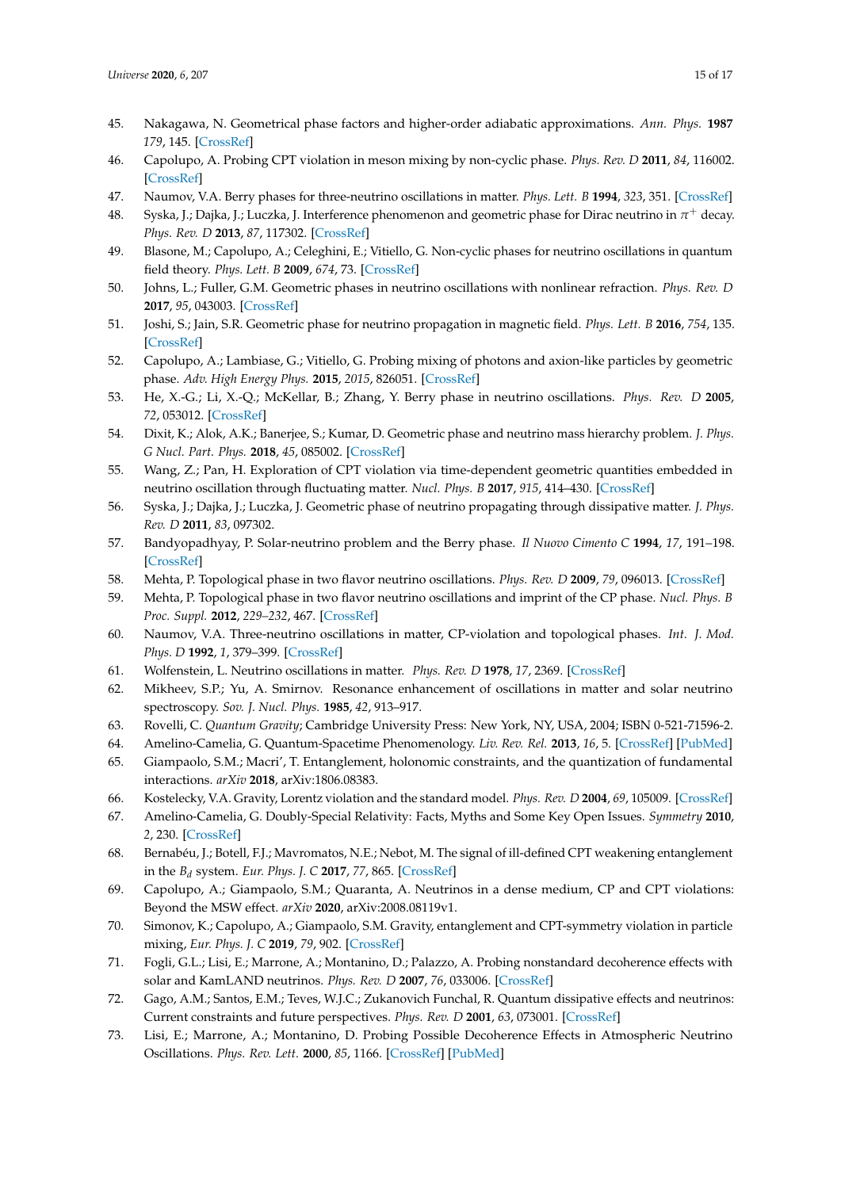45. Nakagawa, N. Geometrical phase factors and higher-order adiabatic approximations. *Ann. Phys.* **1987** *179*, 145. [CrossRef]
46. Capolupo, A. Probing CPT violation in meson mixing by non-cyclic phase. *Phys. Rev. D* **2011**, *84*, 116002. [CrossRef]
47. Naumov, V.A. Berry phases for three-neutrino oscillations in matter. *Phys. Lett. B* **1994**, *323*, 351. [CrossRef]
48. Syska, J.; Dajka, J.; Luczka, J. Interference phenomenon and geometric phase for Dirac neutrino in $\pi^+$ decay. *Phys. Rev. D* **2013**, *87*, 117302. [CrossRef]
49. Blasone, M.; Capolupo, A.; Celeghini, E.; Vitiello, G. Non-cyclic phases for neutrino oscillations in quantum field theory. *Phys. Lett. B* **2009**, *674*, 73. [CrossRef]
50. Johns, L.; Fuller, G.M. Geometric phases in neutrino oscillations with nonlinear refraction. *Phys. Rev. D* **2017**, *95*, 043003. [CrossRef]
51. Joshi, S.; Jain, S.R. Geometric phase for neutrino propagation in magnetic field. *Phys. Lett. B* **2016**, *754*, 135. [CrossRef]
52. Capolupo, A.; Lambiase, G.; Vitiello, G. Probing mixing of photons and axion-like particles by geometric phase. *Adv. High Energy Phys.* **2015**, *2015*, 826051. [CrossRef]
53. He, X.-G.; Li, X.-Q.; McKellar, B.; Zhang, Y. Berry phase in neutrino oscillations. *Phys. Rev. D* **2005**, *72*, 053012. [CrossRef]
54. Dixit, K.; Alok, A.K.; Banerjee, S.; Kumar, D. Geometric phase and neutrino mass hierarchy problem. *J. Phys. G Nucl. Part. Phys.* **2018**, *45*, 085002. [CrossRef]
55. Wang, Z.; Pan, H. Exploration of CPT violation via time-dependent geometric quantities embedded in neutrino oscillation through fluctuating matter. *Nucl. Phys. B* **2017**, *915*, 414–430. [CrossRef]
56. Syska, J.; Dajka, J.; Luczka, J. Geometric phase of neutrino propagating through dissipative matter. *J. Phys. Rev. D* **2011**, *83*, 097302.
57. Bandyopadhyay, P. Solar-neutrino problem and the Berry phase. *Il Nuovo Cimento C* **1994**, *17*, 191–198. [CrossRef]
58. Mehta, P. Topological phase in two flavor neutrino oscillations. *Phys. Rev. D* **2009**, *79*, 096013. [CrossRef]
59. Mehta, P. Topological phase in two flavor neutrino oscillations and imprint of the CP phase. *Nucl. Phys. B Proc. Suppl.* **2012**, *229–232*, 467. [CrossRef]
60. Naumov, V.A. Three-neutrino oscillations in matter, CP-violation and topological phases. *Int. J. Mod. Phys. D* **1992**, *1*, 379–399. [CrossRef]
61. Wolfenstein, L. Neutrino oscillations in matter. *Phys. Rev. D* **1978**, *17*, 2369. [CrossRef]
62. Mikheev, S.P.; Yu, A. Smirnov. Resonance enhancement of oscillations in matter and solar neutrino spectroscopy. *Sov. J. Nucl. Phys.* **1985**, *42*, 913–917.
63. Rovelli, C. *Quantum Gravity*; Cambridge University Press: New York, NY, USA, 2004; ISBN 0-521-71596-2.
64. Amelino-Camelia, G. Quantum-Spacetime Phenomenology. *Liv. Rev. Rel.* **2013**, *16*, 5. [CrossRef] [PubMed]
65. Giampaolo, S.M.; Macri', T. Entanglement, holonomic constraints, and the quantization of fundamental interactions. *arXiv* **2018**, arXiv:1806.08383.
66. Kostelecky, V.A. Gravity, Lorentz violation and the standard model. *Phys. Rev. D* **2004**, *69*, 105009. [CrossRef]
67. Amelino-Camelia, G. Doubly-Special Relativity: Facts, Myths and Some Key Open Issues. *Symmetry* **2010**, *2*, 230. [CrossRef]
68. Bernabéu, J.; Botell, F.J.; Mavromatos, N.E.; Nebot, M. The signal of ill-defined CPT weakening entanglement in the $B_d$ system. *Eur. Phys. J. C* **2017**, *77*, 865. [CrossRef]
69. Capolupo, A.; Giampaolo, S.M.; Quaranta, A. Neutrinos in a dense medium, CP and CPT violations: Beyond the MSW effect. *arXiv* **2020**, arXiv:2008.08119v1.
70. Simonov, K.; Capolupo, A.; Giampaolo, S.M. Gravity, entanglement and CPT-symmetry violation in particle mixing, *Eur. Phys. J. C* **2019**, *79*, 902. [CrossRef]
71. Fogli, G.L.; Lisi, E.; Marrone, A.; Montanino, D.; Palazzo, A. Probing nonstandard decoherence effects with solar and KamLAND neutrinos. *Phys. Rev. D* **2007**, *76*, 033006. [CrossRef]
72. Gago, A.M.; Santos, E.M.; Teves, W.J.C.; Zukanovich Funchal, R. Quantum dissipative effects and neutrinos: Current constraints and future perspectives. *Phys. Rev. D* **2001**, *63*, 073001. [CrossRef]
73. Lisi, E.; Marrone, A.; Montanino, D. Probing Possible Decoherence Effects in Atmospheric Neutrino Oscillations. *Phys. Rev. Lett.* **2000**, *85*, 1166. [CrossRef] [PubMed]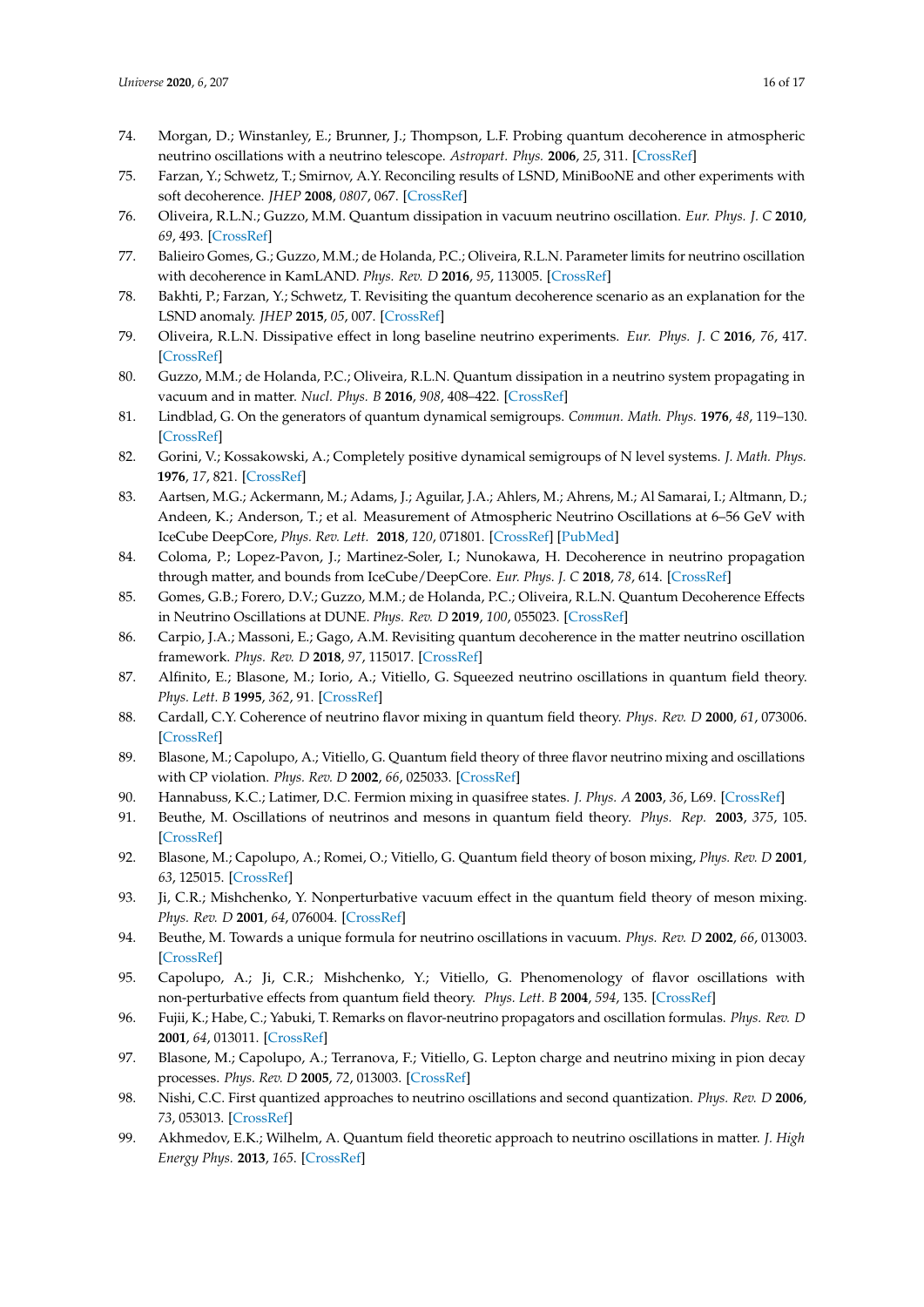74. Morgan, D.; Winstanley, E.; Brunner, J.; Thompson, L.F. Probing quantum decoherence in atmospheric neutrino oscillations with a neutrino telescope. *Astropart. Phys.* **2006**, *25*, 311. [CrossRef]
75. Farzan, Y.; Schwetz, T.; Smirnov, A.Y. Reconciling results of LSND, MiniBooNE and other experiments with soft decoherence. *JHEP* **2008**, *0807*, 067. [CrossRef]
76. Oliveira, R.L.N.; Guzzo, M.M. Quantum dissipation in vacuum neutrino oscillation. *Eur. Phys. J. C* **2010**, *69*, 493. [CrossRef]
77. Balieiro Gomes, G.; Guzzo, M.M.; de Holanda, P.C.; Oliveira, R.L.N. Parameter limits for neutrino oscillation with decoherence in KamLAND. *Phys. Rev. D* **2016**, *95*, 113005. [CrossRef]
78. Bakhti, P.; Farzan, Y.; Schwetz, T. Revisiting the quantum decoherence scenario as an explanation for the LSND anomaly. *JHEP* **2015**, *05*, 007. [CrossRef]
79. Oliveira, R.L.N. Dissipative effect in long baseline neutrino experiments. *Eur. Phys. J. C* **2016**, *76*, 417. [CrossRef]
80. Guzzo, M.M.; de Holanda, P.C.; Oliveira, R.L.N. Quantum dissipation in a neutrino system propagating in vacuum and in matter. *Nucl. Phys. B* **2016**, *908*, 408–422. [CrossRef]
81. Lindblad, G. On the generators of quantum dynamical semigroups. *Commun. Math. Phys.* **1976**, *48*, 119–130. [CrossRef]
82. Gorini, V.; Kossakowski, A.; Completely positive dynamical semigroups of N level systems. *J. Math. Phys.* **1976**, *17*, 821. [CrossRef]
83. Aartsen, M.G.; Ackermann, M.; Adams, J.; Aguilar, J.A.; Ahlers, M.; Ahrens, M.; Al Samarai, I.; Altmann, D.; Andeen, K.; Anderson, T.; et al. Measurement of Atmospheric Neutrino Oscillations at 6–56 GeV with IceCube DeepCore, *Phys. Rev. Lett.* **2018**, *120*, 071801. [CrossRef] [PubMed]
84. Coloma, P.; Lopez-Pavon, J.; Martinez-Soler, I.; Nunokawa, H. Decoherence in neutrino propagation through matter, and bounds from IceCube/DeepCore. *Eur. Phys. J. C* **2018**, *78*, 614. [CrossRef]
85. Gomes, G.B.; Forero, D.V.; Guzzo, M.M.; de Holanda, P.C.; Oliveira, R.L.N. Quantum Decoherence Effects in Neutrino Oscillations at DUNE. *Phys. Rev. D* **2019**, *100*, 055023. [CrossRef]
86. Carpio, J.A.; Massoni, E.; Gago, A.M. Revisiting quantum decoherence in the matter neutrino oscillation framework. *Phys. Rev. D* **2018**, *97*, 115017. [CrossRef]
87. Alfinito, E.; Blasone, M.; Iorio, A.; Vitiello, G. Squeezed neutrino oscillations in quantum field theory. *Phys. Lett. B* **1995**, *362*, 91. [CrossRef]
88. Cardall, C.Y. Coherence of neutrino flavor mixing in quantum field theory. *Phys. Rev. D* **2000**, *61*, 073006. [CrossRef]
89. Blasone, M.; Capolupo, A.; Vitiello, G. Quantum field theory of three flavor neutrino mixing and oscillations with CP violation. *Phys. Rev. D* **2002**, *66*, 025033. [CrossRef]
90. Hannabuss, K.C.; Latimer, D.C. Fermion mixing in quasifree states. *J. Phys. A* **2003**, *36*, L69. [CrossRef]
91. Beuthe, M. Oscillations of neutrinos and mesons in quantum field theory. *Phys. Rep.* **2003**, *375*, 105. [CrossRef]
92. Blasone, M.; Capolupo, A.; Romei, O.; Vitiello, G. Quantum field theory of boson mixing, *Phys. Rev. D* **2001**, *63*, 125015. [CrossRef]
93. Ji, C.R.; Mishchenko, Y. Nonperturbative vacuum effect in the quantum field theory of meson mixing. *Phys. Rev. D* **2001**, *64*, 076004. [CrossRef]
94. Beuthe, M. Towards a unique formula for neutrino oscillations in vacuum. *Phys. Rev. D* **2002**, *66*, 013003. [CrossRef]
95. Capolupo, A.; Ji, C.R.; Mishchenko, Y.; Vitiello, G. Phenomenology of flavor oscillations with non-perturbative effects from quantum field theory. *Phys. Lett. B* **2004**, *594*, 135. [CrossRef]
96. Fujii, K.; Habe, C.; Yabuki, T. Remarks on flavor-neutrino propagators and oscillation formulas. *Phys. Rev. D* **2001**, *64*, 013011. [CrossRef]
97. Blasone, M.; Capolupo, A.; Terranova, F.; Vitiello, G. Lepton charge and neutrino mixing in pion decay processes. *Phys. Rev. D* **2005**, *72*, 013003. [CrossRef]
98. Nishi, C.C. First quantized approaches to neutrino oscillations and second quantization. *Phys. Rev. D* **2006**, *73*, 053013. [CrossRef]
99. Akhmedov, E.K.; Wilhelm, A. Quantum field theoretic approach to neutrino oscillations in matter. *J. High Energy Phys.* **2013**, *165*. [CrossRef]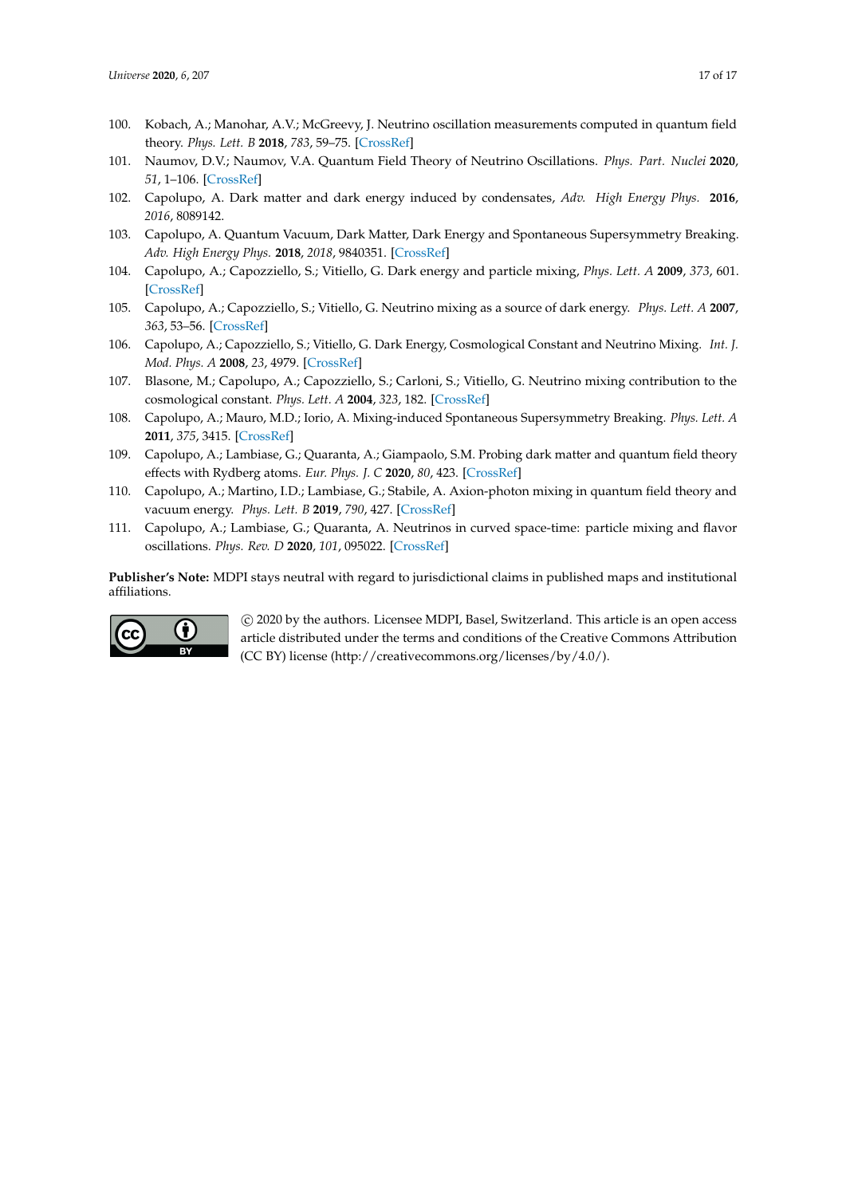100. Kobach, A.; Manohar, A.V.; McGreevy, J. Neutrino oscillation measurements computed in quantum field theory. *Phys. Lett. B* **2018**, *783*, 59–75. [CrossRef]
101. Naumov, D.V.; Naumov, V.A. Quantum Field Theory of Neutrino Oscillations. *Phys. Part. Nuclei* **2020**, *51*, 1–106. [CrossRef]
102. Capolupo, A. Dark matter and dark energy induced by condensates, *Adv. High Energy Phys.* **2016**, *2016*, 8089142.
103. Capolupo, A. Quantum Vacuum, Dark Matter, Dark Energy and Spontaneous Supersymmetry Breaking. *Adv. High Energy Phys.* **2018**, *2018*, 9840351. [CrossRef]
104. Capolupo, A.; Capozziello, S.; Vitiello, G. Dark energy and particle mixing, *Phys. Lett. A* **2009**, *373*, 601. [CrossRef]
105. Capolupo, A.; Capozziello, S.; Vitiello, G. Neutrino mixing as a source of dark energy. *Phys. Lett. A* **2007**, *363*, 53–56. [CrossRef]
106. Capolupo, A.; Capozziello, S.; Vitiello, G. Dark Energy, Cosmological Constant and Neutrino Mixing. *Int. J. Mod. Phys. A* **2008**, *23*, 4979. [CrossRef]
107. Blasone, M.; Capolupo, A.; Capozziello, S.; Carloni, S.; Vitiello, G. Neutrino mixing contribution to the cosmological constant. *Phys. Lett. A* **2004**, *323*, 182. [CrossRef]
108. Capolupo, A.; Mauro, M.D.; Iorio, A. Mixing-induced Spontaneous Supersymmetry Breaking. *Phys. Lett. A* **2011**, *375*, 3415. [CrossRef]
109. Capolupo, A.; Lambiase, G.; Quaranta, A.; Giampaolo, S.M. Probing dark matter and quantum field theory effects with Rydberg atoms. *Eur. Phys. J. C* **2020**, *80*, 423. [CrossRef]
110. Capolupo, A.; Martino, I.D.; Lambiase, G.; Stabile, A. Axion-photon mixing in quantum field theory and vacuum energy. *Phys. Lett. B* **2019**, *790*, 427. [CrossRef]
111. Capolupo, A.; Lambiase, G.; Quaranta, A. Neutrinos in curved space-time: particle mixing and flavor oscillations. *Phys. Rev. D* **2020**, *101*, 095022. [CrossRef]

**Publisher's Note:** MDPI stays neutral with regard to jurisdictional claims in published maps and institutional affiliations.

© 2020 by the authors. Licensee MDPI, Basel, Switzerland. This article is an open access article distributed under the terms and conditions of the Creative Commons Attribution (CC BY) license (http://creativecommons.org/licenses/by/4.0/).